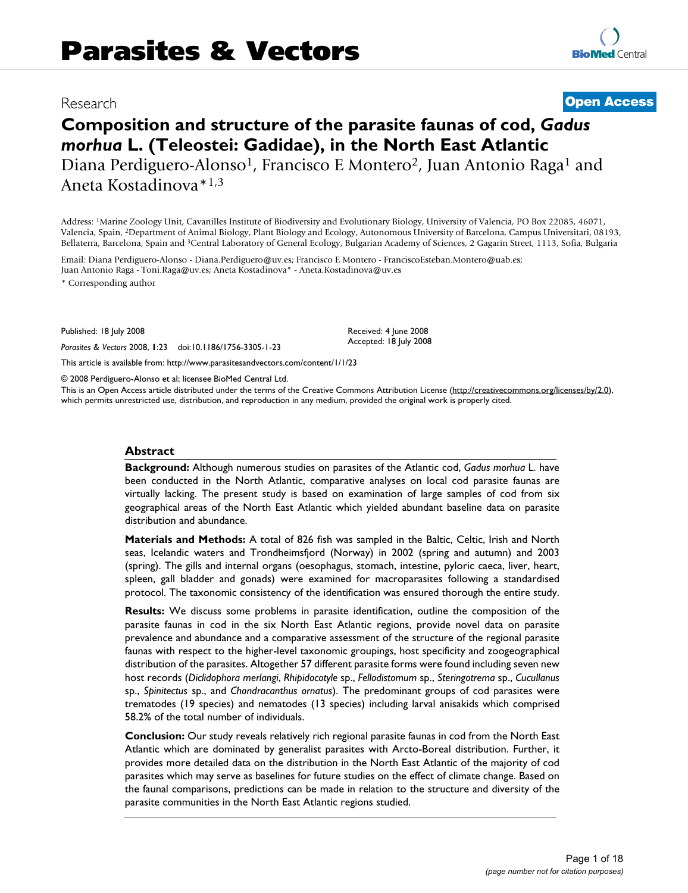Research

**Open Access**

# Composition and structure of the parasite faunas of cod, *Gadus morhua* L. (Teleostei: Gadidae), in the North East Atlantic

Diana Perdiguero-Alonso[1], Francisco E Montero[2], Juan Antonio Raga[1] and Aneta Kostadinova*[1,3]

Address: [1]Marine Zoology Unit, Cavanilles Institute of Biodiversity and Evolutionary Biology, University of Valencia, PO Box 22085, 46071, Valencia, Spain, [2]Department of Animal Biology, Plant Biology and Ecology, Autonomous University of Barcelona, Campus Universitari, 08193, Bellaterra, Barcelona, Spain and [3]Central Laboratory of General Ecology, Bulgarian Academy of Sciences, 2 Gagarin Street, 1113, Sofia, Bulgaria

Email: Diana Perdiguero-Alonso - Diana.Perdiguero@uv.es; Francisco E Montero - FranciscoEsteban.Montero@uab.es; Juan Antonio Raga - Toni.Raga@uv.es; Aneta Kostadinova* - Aneta.Kostadinova@uv.es

\* Corresponding author

Published: 18 July 2008

*Parasites & Vectors* 2008, **1**:23 doi:10.1186/1756-3305-1-23

Received: 4 June 2008
Accepted: 18 July 2008

This article is available from: http://www.parasitesandvectors.com/content/1/1/23

© 2008 Perdiguero-Alonso et al; licensee BioMed Central Ltd.

This is an Open Access article distributed under the terms of the Creative Commons Attribution License (http://creativecommons.org/licenses/by/2.0), which permits unrestricted use, distribution, and reproduction in any medium, provided the original work is properly cited.

## Abstract

**Background:** Although numerous studies on parasites of the Atlantic cod, *Gadus morhua* L. have been conducted in the North Atlantic, comparative analyses on local cod parasite faunas are virtually lacking. The present study is based on examination of large samples of cod from six geographical areas of the North East Atlantic which yielded abundant baseline data on parasite distribution and abundance.

**Materials and Methods:** A total of 826 fish was sampled in the Baltic, Celtic, Irish and North seas, Icelandic waters and Trondheimsfjord (Norway) in 2002 (spring and autumn) and 2003 (spring). The gills and internal organs (oesophagus, stomach, intestine, pyloric caeca, liver, heart, spleen, gall bladder and gonads) were examined for macroparasites following a standardised protocol. The taxonomic consistency of the identification was ensured thorough the entire study.

**Results:** We discuss some problems in parasite identification, outline the composition of the parasite faunas in cod in the six North East Atlantic regions, provide novel data on parasite prevalence and abundance and a comparative assessment of the structure of the regional parasite faunas with respect to the higher-level taxonomic groupings, host specificity and zoogeographical distribution of the parasites. Altogether 57 different parasite forms were found including seven new host records (*Diclidophora merlangi*, *Rhipidocotyle* sp., *Fellodistomum* sp., *Steringotrema* sp., *Cucullanus* sp., *Spinitectus* sp., and *Chondracanthus ornatus*). The predominant groups of cod parasites were trematodes (19 species) and nematodes (13 species) including larval anisakids which comprised 58.2% of the total number of individuals.

**Conclusion:** Our study reveals relatively rich regional parasite faunas in cod from the North East Atlantic which are dominated by generalist parasites with Arcto-Boreal distribution. Further, it provides more detailed data on the distribution in the North East Atlantic of the majority of cod parasites which may serve as baselines for future studies on the effect of climate change. Based on the faunal comparisons, predictions can be made in relation to the structure and diversity of the parasite communities in the North East Atlantic regions studied.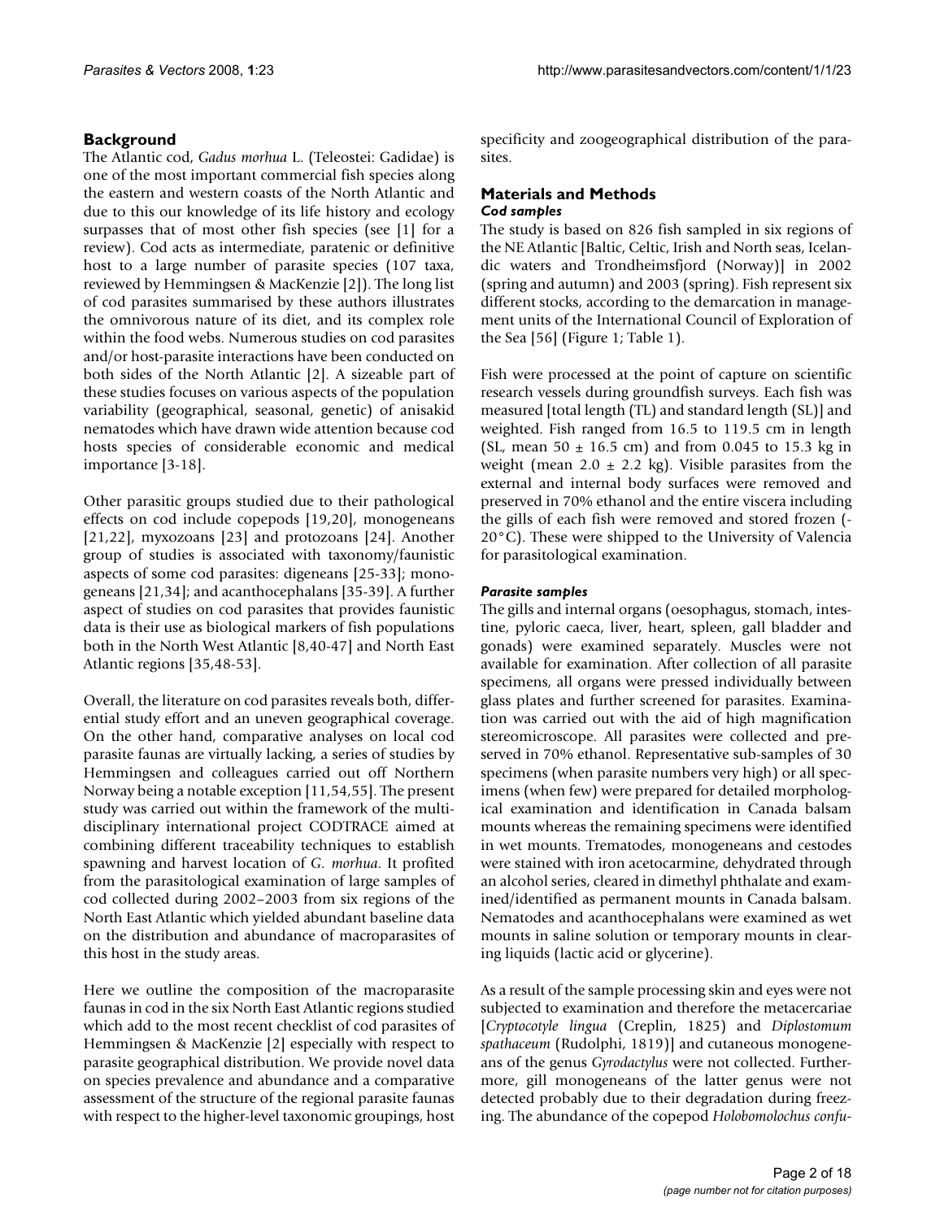## Background

The Atlantic cod, *Gadus morhua* L. (Teleostei: Gadidae) is one of the most important commercial fish species along the eastern and western coasts of the North Atlantic and due to this our knowledge of its life history and ecology surpasses that of most other fish species (see [1] for a review). Cod acts as intermediate, paratenic or definitive host to a large number of parasite species (107 taxa, reviewed by Hemmingsen & MacKenzie [2]). The long list of cod parasites summarised by these authors illustrates the omnivorous nature of its diet, and its complex role within the food webs. Numerous studies on cod parasites and/or host-parasite interactions have been conducted on both sides of the North Atlantic [2]. A sizeable part of these studies focuses on various aspects of the population variability (geographical, seasonal, genetic) of anisakid nematodes which have drawn wide attention because cod hosts species of considerable economic and medical importance [3-18].

Other parasitic groups studied due to their pathological effects on cod include copepods [19,20], monogeneans [21,22], myxozoans [23] and protozoans [24]. Another group of studies is associated with taxonomy/faunistic aspects of some cod parasites: digeneans [25-33]; monogeneans [21,34]; and acanthocephalans [35-39]. A further aspect of studies on cod parasites that provides faunistic data is their use as biological markers of fish populations both in the North West Atlantic [8,40-47] and North East Atlantic regions [35,48-53].

Overall, the literature on cod parasites reveals both, differential study effort and an uneven geographical coverage. On the other hand, comparative analyses on local cod parasite faunas are virtually lacking, a series of studies by Hemmingsen and colleagues carried out off Northern Norway being a notable exception [11,54,55]. The present study was carried out within the framework of the multidisciplinary international project CODTRACE aimed at combining different traceability techniques to establish spawning and harvest location of *G. morhua*. It profited from the parasitological examination of large samples of cod collected during 2002–2003 from six regions of the North East Atlantic which yielded abundant baseline data on the distribution and abundance of macroparasites of this host in the study areas.

Here we outline the composition of the macroparasite faunas in cod in the six North East Atlantic regions studied which add to the most recent checklist of cod parasites of Hemmingsen & MacKenzie [2] especially with respect to parasite geographical distribution. We provide novel data on species prevalence and abundance and a comparative assessment of the structure of the regional parasite faunas with respect to the higher-level taxonomic groupings, host specificity and zoogeographical distribution of the parasites.

## Materials and Methods

### *Cod samples*

The study is based on 826 fish sampled in six regions of the NE Atlantic [Baltic, Celtic, Irish and North seas, Icelandic waters and Trondheimsfjord (Norway)] in 2002 (spring and autumn) and 2003 (spring). Fish represent six different stocks, according to the demarcation in management units of the International Council of Exploration of the Sea [56] (Figure 1; Table 1).

Fish were processed at the point of capture on scientific research vessels during groundfish surveys. Each fish was measured [total length (TL) and standard length (SL)] and weighted. Fish ranged from 16.5 to 119.5 cm in length (SL, mean 50 ± 16.5 cm) and from 0.045 to 15.3 kg in weight (mean 2.0 ± 2.2 kg). Visible parasites from the external and internal body surfaces were removed and preserved in 70% ethanol and the entire viscera including the gills of each fish were removed and stored frozen (-20°C). These were shipped to the University of Valencia for parasitological examination.

### *Parasite samples*

The gills and internal organs (oesophagus, stomach, intestine, pyloric caeca, liver, heart, spleen, gall bladder and gonads) were examined separately. Muscles were not available for examination. After collection of all parasite specimens, all organs were pressed individually between glass plates and further screened for parasites. Examination was carried out with the aid of high magnification stereomicroscope. All parasites were collected and preserved in 70% ethanol. Representative sub-samples of 30 specimens (when parasite numbers very high) or all specimens (when few) were prepared for detailed morphological examination and identification in Canada balsam mounts whereas the remaining specimens were identified in wet mounts. Trematodes, monogeneans and cestodes were stained with iron acetocarmine, dehydrated through an alcohol series, cleared in dimethyl phthalate and examined/identified as permanent mounts in Canada balsam. Nematodes and acanthocephalans were examined as wet mounts in saline solution or temporary mounts in clearing liquids (lactic acid or glycerine).

As a result of the sample processing skin and eyes were not subjected to examination and therefore the metacercariae [*Cryptocotyle lingua* (Creplin, 1825) and *Diplostomum spathaceum* (Rudolphi, 1819)] and cutaneous monogeneans of the genus *Gyrodactylus* were not collected. Furthermore, gill monogeneans of the latter genus were not detected probably due to their degradation during freezing. The abundance of the copepod *Holobomolochus confu-*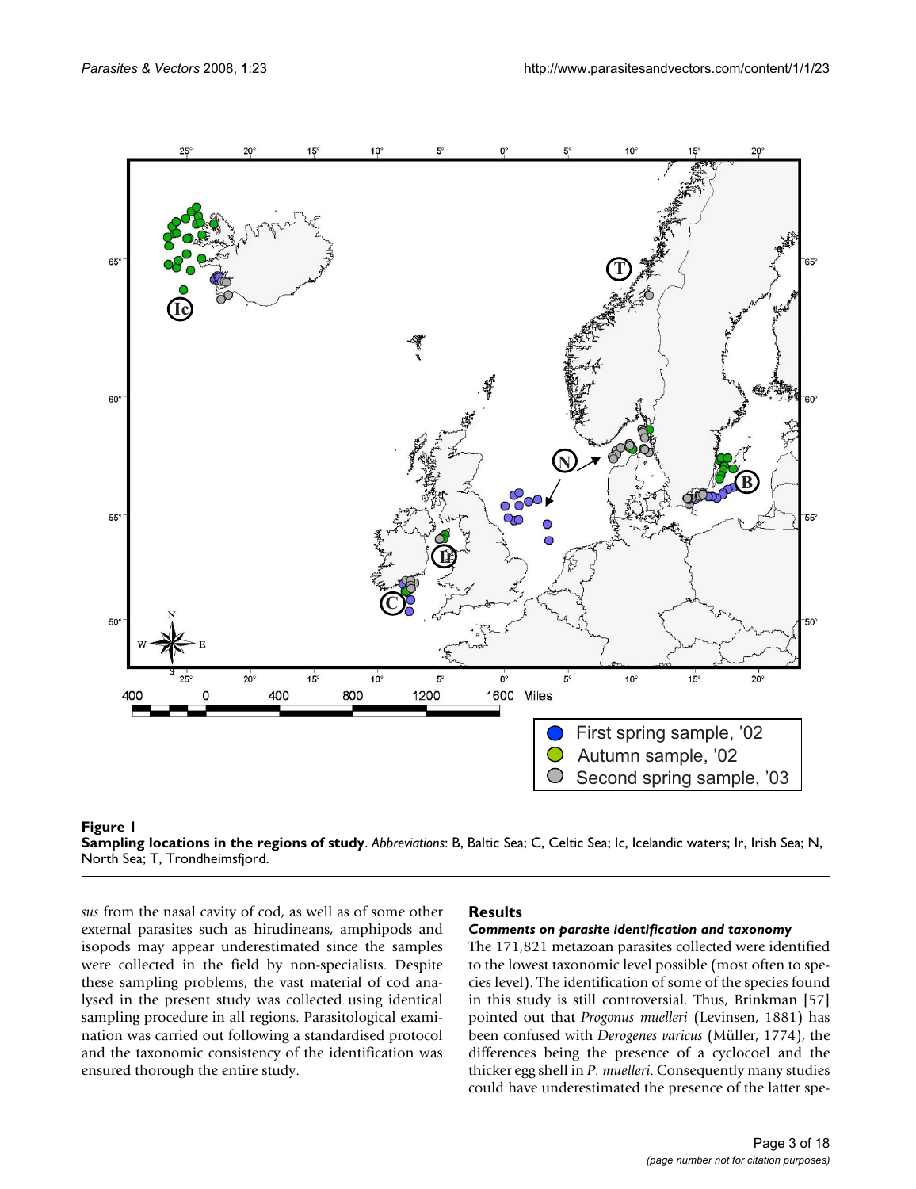**Figure 1**
**Sampling locations in the regions of study**. *Abbreviations*: B, Baltic Sea; C, Celtic Sea; Ic, Icelandic waters; Ir, Irish Sea; N, North Sea; T, Trondheimsfjord.

*sus* from the nasal cavity of cod, as well as of some other external parasites such as hirudineans, amphipods and isopods may appear underestimated since the samples were collected in the field by non-specialists. Despite these sampling problems, the vast material of cod analysed in the present study was collected using identical sampling procedure in all regions. Parasitological examination was carried out following a standardised protocol and the taxonomic consistency of the identification was ensured thorough the entire study.

## Results

### *Comments on parasite identification and taxonomy*

The 171,821 metazoan parasites collected were identified to the lowest taxonomic level possible (most often to species level). The identification of some of the species found in this study is still controversial. Thus, Brinkman [57] pointed out that *Progonus muelleri* (Levinsen, 1881) has been confused with *Derogenes varicus* (Müller, 1774), the differences being the presence of a cyclocoel and the thicker egg shell in *P. muelleri*. Consequently many studies could have underestimated the presence of the latter spe-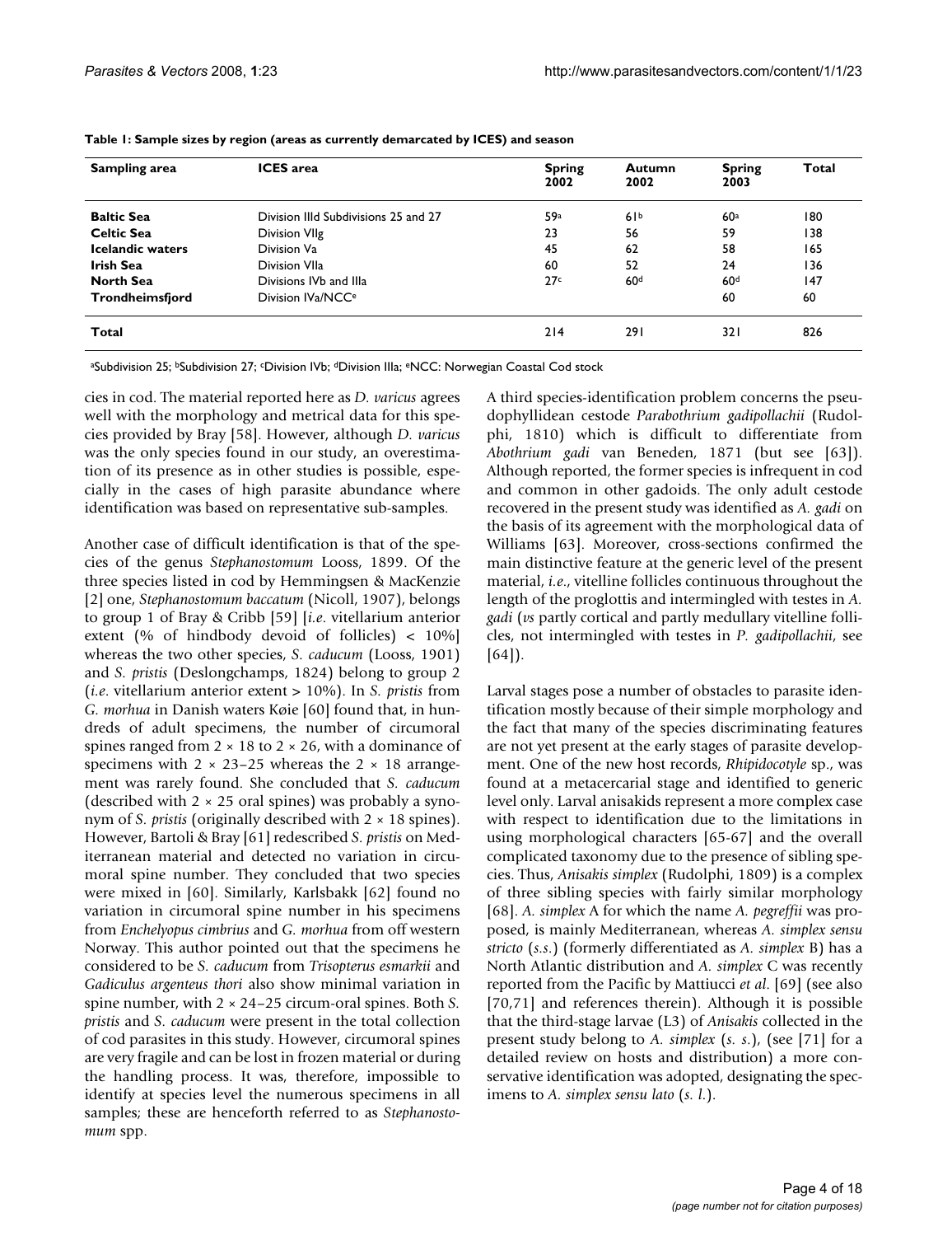**Table 1: Sample sizes by region (areas as currently demarcated by ICES) and season**

| Sampling area | ICES area | Spring 2002 | Autumn 2002 | Spring 2003 | Total |
|---|---|---|---|---|---|
| **Baltic Sea** | Division IIId Subdivisions 25 and 27 | 59[a] | 61[b] | 60[a] | 180 |
| **Celtic Sea** | Division VIIg | 23 | 56 | 59 | 138 |
| **Icelandic waters** | Division Va | 45 | 62 | 58 | 165 |
| **Irish Sea** | Division VIIa | 60 | 52 | 24 | 136 |
| **North Sea** | Divisions IVb and IIIa | 27[c] | 60[d] | 60[d] | 147 |
| **Trondheimsfjord** | Division IVa/NCC[e] | | | 60 | 60 |
| **Total** | | 214 | 291 | 321 | 826 |

[a]Subdivision 25; [b]Subdivision 27; [c]Division IVb; [d]Division IIIa; [e]NCC: Norwegian Coastal Cod stock

cies in cod. The material reported here as *D. varicus* agrees well with the morphology and metrical data for this species provided by Bray [58]. However, although *D. varicus* was the only species found in our study, an overestimation of its presence as in other studies is possible, especially in the cases of high parasite abundance where identification was based on representative sub-samples.

Another case of difficult identification is that of the species of the genus *Stephanostomum* Looss, 1899. Of the three species listed in cod by Hemmingsen & MacKenzie [2] one, *Stephanostomum baccatum* (Nicoll, 1907), belongs to group 1 of Bray & Cribb [59] [*i.e*. vitellarium anterior extent (% of hindbody devoid of follicles) < 10%] whereas the two other species, *S. caducum* (Looss, 1901) and *S. pristis* (Deslongchamps, 1824) belong to group 2 (*i.e*. vitellarium anterior extent > 10%). In *S. pristis* from *G. morhua* in Danish waters Køie [60] found that, in hundreds of adult specimens, the number of circumoral spines ranged from 2 × 18 to 2 × 26, with a dominance of specimens with 2 × 23–25 whereas the 2 × 18 arrangement was rarely found. She concluded that *S. caducum* (described with 2 × 25 oral spines) was probably a synonym of *S. pristis* (originally described with 2 × 18 spines). However, Bartoli & Bray [61] redescribed *S. pristis* on Mediterranean material and detected no variation in circumoral spine number. They concluded that two species were mixed in [60]. Similarly, Karlsbakk [62] found no variation in circumoral spine number in his specimens from *Enchelyopus cimbrius* and *G. morhua* from off western Norway. This author pointed out that the specimens he considered to be *S. caducum* from *Trisopterus esmarkii* and *Gadiculus argenteus thori* also show minimal variation in spine number, with 2 × 24–25 circum-oral spines. Both *S. pristis* and *S. caducum* were present in the total collection of cod parasites in this study. However, circumoral spines are very fragile and can be lost in frozen material or during the handling process. It was, therefore, impossible to identify at species level the numerous specimens in all samples; these are henceforth referred to as *Stephanostomum* spp.

A third species-identification problem concerns the pseudophyllidean cestode *Parabothrium gadipollachii* (Rudolphi, 1810) which is difficult to differentiate from *Abothrium gadi* van Beneden, 1871 (but see [63]). Although reported, the former species is infrequent in cod and common in other gadoids. The only adult cestode recovered in the present study was identified as *A. gadi* on the basis of its agreement with the morphological data of Williams [63]. Moreover, cross-sections confirmed the main distinctive feature at the generic level of the present material, *i.e*., vitelline follicles continuous throughout the length of the proglottis and intermingled with testes in *A. gadi* (*vs* partly cortical and partly medullary vitelline follicles, not intermingled with testes in *P. gadipollachii*, see [64]).

Larval stages pose a number of obstacles to parasite identification mostly because of their simple morphology and the fact that many of the species discriminating features are not yet present at the early stages of parasite development. One of the new host records, *Rhipidocotyle* sp., was found at a metacercarial stage and identified to generic level only. Larval anisakids represent a more complex case with respect to identification due to the limitations in using morphological characters [65-67] and the overall complicated taxonomy due to the presence of sibling species. Thus, *Anisakis simplex* (Rudolphi, 1809) is a complex of three sibling species with fairly similar morphology [68]. *A. simplex* A for which the name *A. pegreffii* was proposed, is mainly Mediterranean, whereas *A. simplex sensu stricto* (*s.s*.) (formerly differentiated as *A. simplex* B) has a North Atlantic distribution and *A. simplex* C was recently reported from the Pacific by Mattiucci *et al*. [69] (see also [70,71] and references therein). Although it is possible that the third-stage larvae (L3) of *Anisakis* collected in the present study belong to *A. simplex* (*s. s*.), (see [71] for a detailed review on hosts and distribution) a more conservative identification was adopted, designating the specimens to *A. simplex sensu lato* (*s. l*.).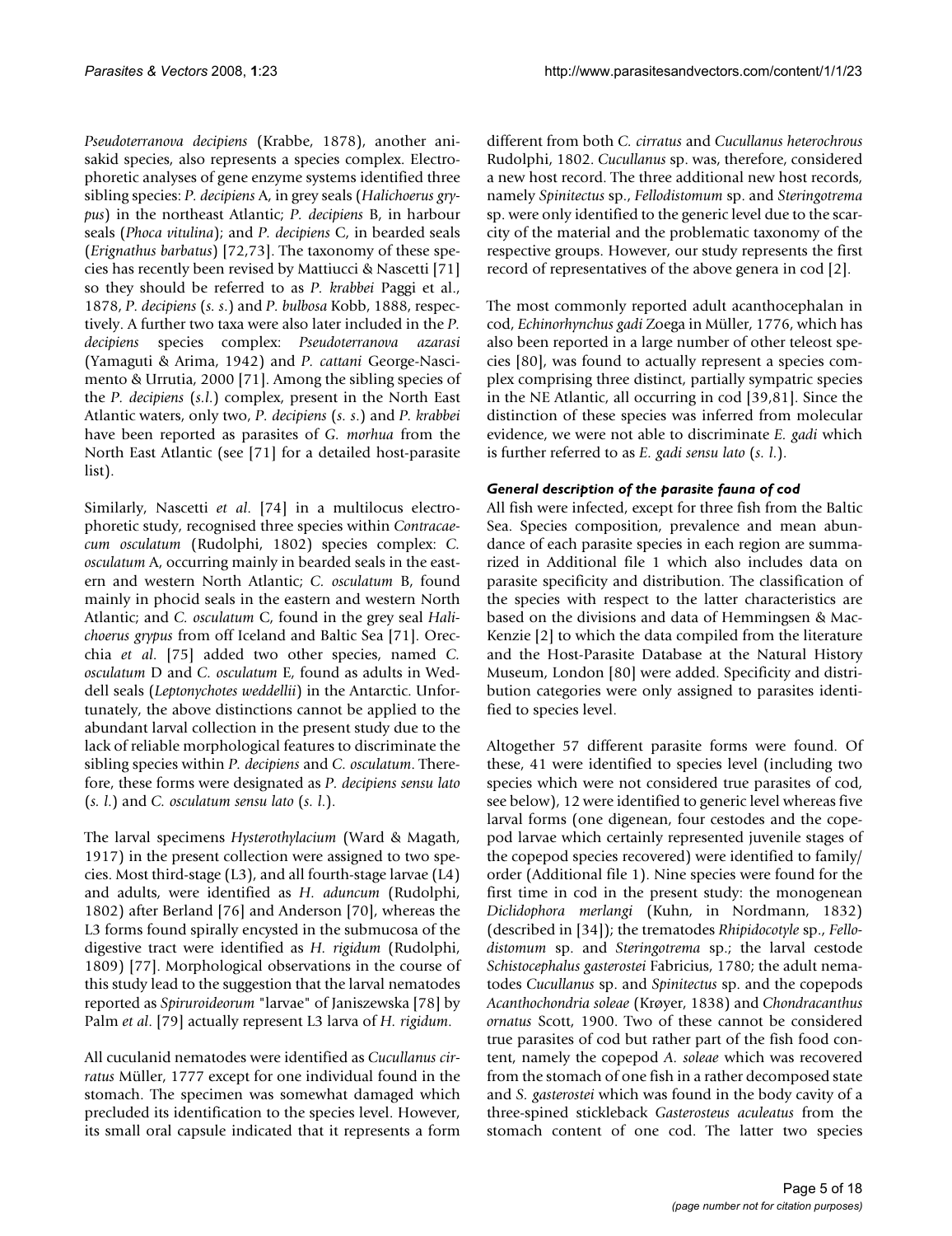*Pseudoterranova decipiens* (Krabbe, 1878), another anisakid species, also represents a species complex. Electrophoretic analyses of gene enzyme systems identified three sibling species: *P. decipiens* A, in grey seals (*Halichoerus grypus*) in the northeast Atlantic; *P. decipiens* B, in harbour seals (*Phoca vitulina*); and *P. decipiens* C, in bearded seals (*Erignathus barbatus*) [72,73]. The taxonomy of these species has recently been revised by Mattiucci & Nascetti [71] so they should be referred to as *P. krabbei* Paggi et al., 1878, *P. decipiens* (*s. s.*) and *P. bulbosa* Kobb, 1888, respectively. A further two taxa were also later included in the *P. decipiens* species complex: *Pseudoterranova azarasi* (Yamaguti & Arima, 1942) and *P. cattani* George-Nascimento & Urrutia, 2000 [71]. Among the sibling species of the *P. decipiens* (*s.l.*) complex, present in the North East Atlantic waters, only two, *P. decipiens* (*s. s*.) and *P. krabbei* have been reported as parasites of *G. morhua* from the North East Atlantic (see [71] for a detailed host-parasite list).

Similarly, Nascetti *et al.* [74] in a multilocus electrophoretic study, recognised three species within *Contracaecum osculatum* (Rudolphi, 1802) species complex: *C. osculatum* A, occurring mainly in bearded seals in the eastern and western North Atlantic; *C. osculatum* B, found mainly in phocid seals in the eastern and western North Atlantic; and *C. osculatum* C, found in the grey seal *Halichoerus grypus* from off Iceland and Baltic Sea [71]. Orecchia *et al.* [75] added two other species, named *C. osculatum* D and *C. osculatum* E, found as adults in Weddell seals (*Leptonychotes weddellii*) in the Antarctic. Unfortunately, the above distinctions cannot be applied to the abundant larval collection in the present study due to the lack of reliable morphological features to discriminate the sibling species within *P. decipiens* and *C. osculatum*. Therefore, these forms were designated as *P. decipiens sensu lato* (*s. l.*) and *C. osculatum sensu lato* (*s. l.*).

The larval specimens *Hysterothylacium* (Ward & Magath, 1917) in the present collection were assigned to two species. Most third-stage (L3), and all fourth-stage larvae (L4) and adults, were identified as *H. aduncum* (Rudolphi, 1802) after Berland [76] and Anderson [70], whereas the L3 forms found spirally encysted in the submucosa of the digestive tract were identified as *H. rigidum* (Rudolphi, 1809) [77]. Morphological observations in the course of this study lead to the suggestion that the larval nematodes reported as *Spiruroideorum* "larvae" of Janiszewska [78] by Palm *et al*. [79] actually represent L3 larva of *H. rigidum*.

All cuculanid nematodes were identified as *Cucullanus cirratus* Müller, 1777 except for one individual found in the stomach. The specimen was somewhat damaged which precluded its identification to the species level. However, its small oral capsule indicated that it represents a form different from both *C. cirratus* and *Cucullanus heterochrous* Rudolphi, 1802. *Cucullanus* sp. was, therefore, considered a new host record. The three additional new host records, namely *Spinitectus* sp., *Fellodistomum* sp. and *Steringotrema* sp. were only identified to the generic level due to the scarcity of the material and the problematic taxonomy of the respective groups. However, our study represents the first record of representatives of the above genera in cod [2].

The most commonly reported adult acanthocephalan in cod, *Echinorhynchus gadi* Zoega in Müller, 1776, which has also been reported in a large number of other teleost species [80], was found to actually represent a species complex comprising three distinct, partially sympatric species in the NE Atlantic, all occurring in cod [39,81]. Since the distinction of these species was inferred from molecular evidence, we were not able to discriminate *E. gadi* which is further referred to as *E. gadi sensu lato* (*s. l.*).

### *General description of the parasite fauna of cod*

All fish were infected, except for three fish from the Baltic Sea. Species composition, prevalence and mean abundance of each parasite species in each region are summarized in Additional file 1 which also includes data on parasite specificity and distribution. The classification of the species with respect to the latter characteristics are based on the divisions and data of Hemmingsen & MacKenzie [2] to which the data compiled from the literature and the Host-Parasite Database at the Natural History Museum, London [80] were added. Specificity and distribution categories were only assigned to parasites identified to species level.

Altogether 57 different parasite forms were found. Of these, 41 were identified to species level (including two species which were not considered true parasites of cod, see below), 12 were identified to generic level whereas five larval forms (one digenean, four cestodes and the copepod larvae which certainly represented juvenile stages of the copepod species recovered) were identified to family/order (Additional file 1). Nine species were found for the first time in cod in the present study: the monogenean *Diclidophora merlangi* (Kuhn, in Nordmann, 1832) (described in [34]); the trematodes *Rhipidocotyle* sp., *Fellodistomum* sp. and *Steringotrema* sp.; the larval cestode *Schistocephalus gasterostei* Fabricius, 1780; the adult nematodes *Cucullanus* sp. and *Spinitectus* sp. and the copepods *Acanthochondria soleae* (Krøyer, 1838) and *Chondracanthus ornatus* Scott, 1900. Two of these cannot be considered true parasites of cod but rather part of the fish food content, namely the copepod *A. soleae* which was recovered from the stomach of one fish in a rather decomposed state and *S. gasterostei* which was found in the body cavity of a three-spined stickleback *Gasterosteus aculeatus* from the stomach content of one cod. The latter two species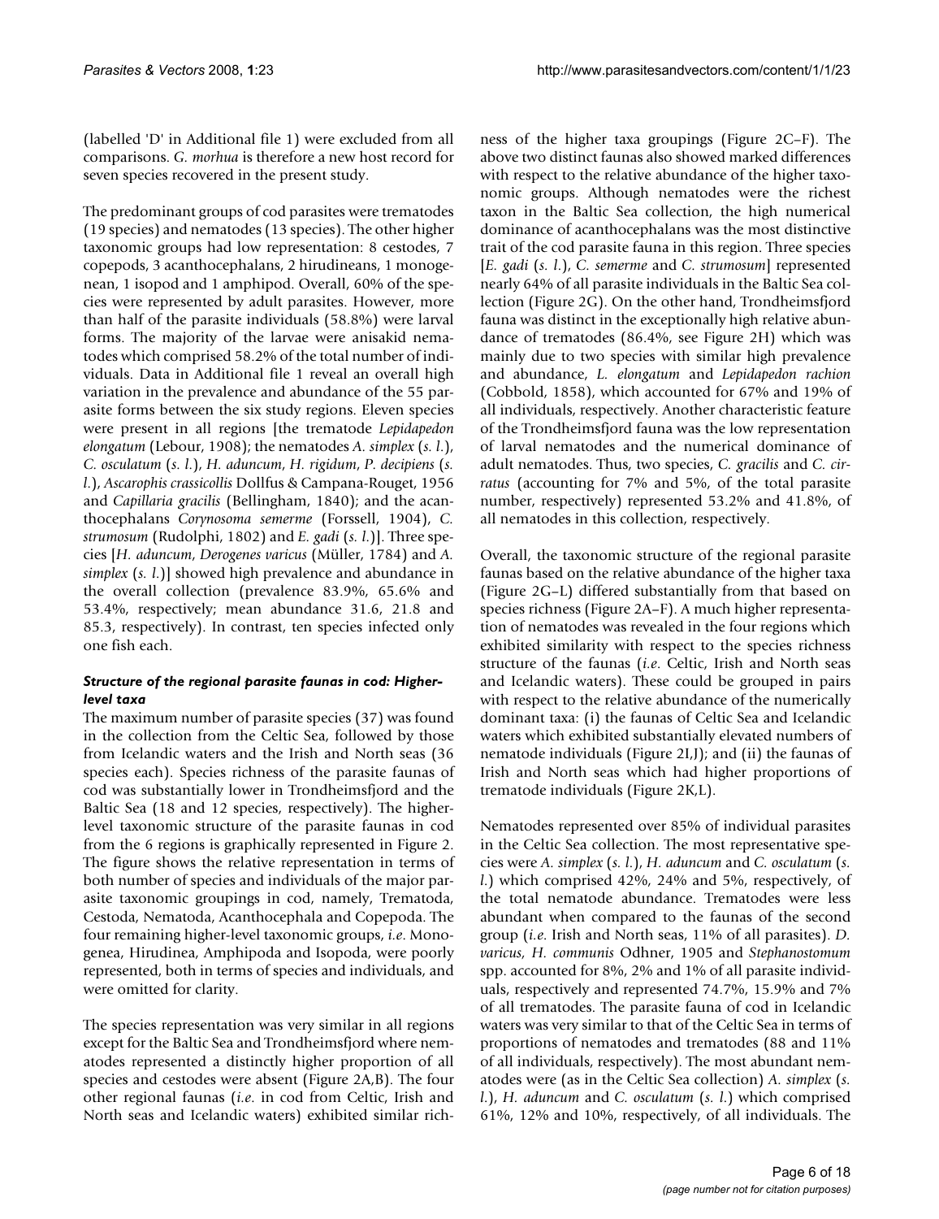(labelled 'D' in Additional file 1) were excluded from all comparisons. *G. morhua* is therefore a new host record for seven species recovered in the present study.

The predominant groups of cod parasites were trematodes (19 species) and nematodes (13 species). The other higher taxonomic groups had low representation: 8 cestodes, 7 copepods, 3 acanthocephalans, 2 hirudineans, 1 monogenean, 1 isopod and 1 amphipod. Overall, 60% of the species were represented by adult parasites. However, more than half of the parasite individuals (58.8%) were larval forms. The majority of the larvae were anisakid nematodes which comprised 58.2% of the total number of individuals. Data in Additional file 1 reveal an overall high variation in the prevalence and abundance of the 55 parasite forms between the six study regions. Eleven species were present in all regions [the trematode *Lepidapedon elongatum* (Lebour, 1908); the nematodes *A. simplex* (*s. l.*), *C. osculatum* (*s. l.*), *H. aduncum*, *H. rigidum*, *P. decipiens* (*s. l.*), *Ascarophis crassicollis* Dollfus & Campana-Rouget, 1956 and *Capillaria gracilis* (Bellingham, 1840); and the acanthocephalans *Corynosoma semerme* (Forssell, 1904), *C. strumosum* (Rudolphi, 1802) and *E. gadi* (*s. l.*)]. Three species [*H. aduncum*, *Derogenes varicus* (Müller, 1784) and *A. simplex* (*s. l.*)] showed high prevalence and abundance in the overall collection (prevalence 83.9%, 65.6% and 53.4%, respectively; mean abundance 31.6, 21.8 and 85.3, respectively). In contrast, ten species infected only one fish each.

### *Structure of the regional parasite faunas in cod: Higher-level taxa*

The maximum number of parasite species (37) was found in the collection from the Celtic Sea, followed by those from Icelandic waters and the Irish and North seas (36 species each). Species richness of the parasite faunas of cod was substantially lower in Trondheimsfjord and the Baltic Sea (18 and 12 species, respectively). The higher-level taxonomic structure of the parasite faunas in cod from the 6 regions is graphically represented in Figure 2. The figure shows the relative representation in terms of both number of species and individuals of the major parasite taxonomic groupings in cod, namely, Trematoda, Cestoda, Nematoda, Acanthocephala and Copepoda. The four remaining higher-level taxonomic groups, *i.e.* Monogenea, Hirudinea, Amphipoda and Isopoda, were poorly represented, both in terms of species and individuals, and were omitted for clarity.

The species representation was very similar in all regions except for the Baltic Sea and Trondheimsfjord where nematodes represented a distinctly higher proportion of all species and cestodes were absent (Figure 2A,B). The four other regional faunas (*i.e.* in cod from Celtic, Irish and North seas and Icelandic waters) exhibited similar richness of the higher taxa groupings (Figure 2C–F). The above two distinct faunas also showed marked differences with respect to the relative abundance of the higher taxonomic groups. Although nematodes were the richest taxon in the Baltic Sea collection, the high numerical dominance of acanthocephalans was the most distinctive trait of the cod parasite fauna in this region. Three species [*E. gadi* (*s. l.*), *C. semerme* and *C. strumosum*] represented nearly 64% of all parasite individuals in the Baltic Sea collection (Figure 2G). On the other hand, Trondheimsfjord fauna was distinct in the exceptionally high relative abundance of trematodes (86.4%, see Figure 2H) which was mainly due to two species with similar high prevalence and abundance, *L. elongatum* and *Lepidapedon rachion* (Cobbold, 1858), which accounted for 67% and 19% of all individuals, respectively. Another characteristic feature of the Trondheimsfjord fauna was the low representation of larval nematodes and the numerical dominance of adult nematodes. Thus, two species, *C. gracilis* and *C. cirratus* (accounting for 7% and 5%, of the total parasite number, respectively) represented 53.2% and 41.8%, of all nematodes in this collection, respectively.

Overall, the taxonomic structure of the regional parasite faunas based on the relative abundance of the higher taxa (Figure 2G–L) differed substantially from that based on species richness (Figure 2A–F). A much higher representation of nematodes was revealed in the four regions which exhibited similarity with respect to the species richness structure of the faunas (*i.e.* Celtic, Irish and North seas and Icelandic waters). These could be grouped in pairs with respect to the relative abundance of the numerically dominant taxa: (i) the faunas of Celtic Sea and Icelandic waters which exhibited substantially elevated numbers of nematode individuals (Figure 2I,J); and (ii) the faunas of Irish and North seas which had higher proportions of trematode individuals (Figure 2K,L).

Nematodes represented over 85% of individual parasites in the Celtic Sea collection. The most representative species were *A. simplex* (*s. l.*), *H. aduncum* and *C. osculatum* (*s. l.*) which comprised 42%, 24% and 5%, respectively, of the total nematode abundance. Trematodes were less abundant when compared to the faunas of the second group (*i.e.* Irish and North seas, 11% of all parasites). *D. varicus*, *H. communis* Odhner, 1905 and *Stephanostomum* spp. accounted for 8%, 2% and 1% of all parasite individuals, respectively and represented 74.7%, 15.9% and 7% of all trematodes. The parasite fauna of cod in Icelandic waters was very similar to that of the Celtic Sea in terms of proportions of nematodes and trematodes (88 and 11% of all individuals, respectively). The most abundant nematodes were (as in the Celtic Sea collection) *A. simplex* (*s. l.*), *H. aduncum* and *C. osculatum* (*s. l.*) which comprised 61%, 12% and 10%, respectively, of all individuals. The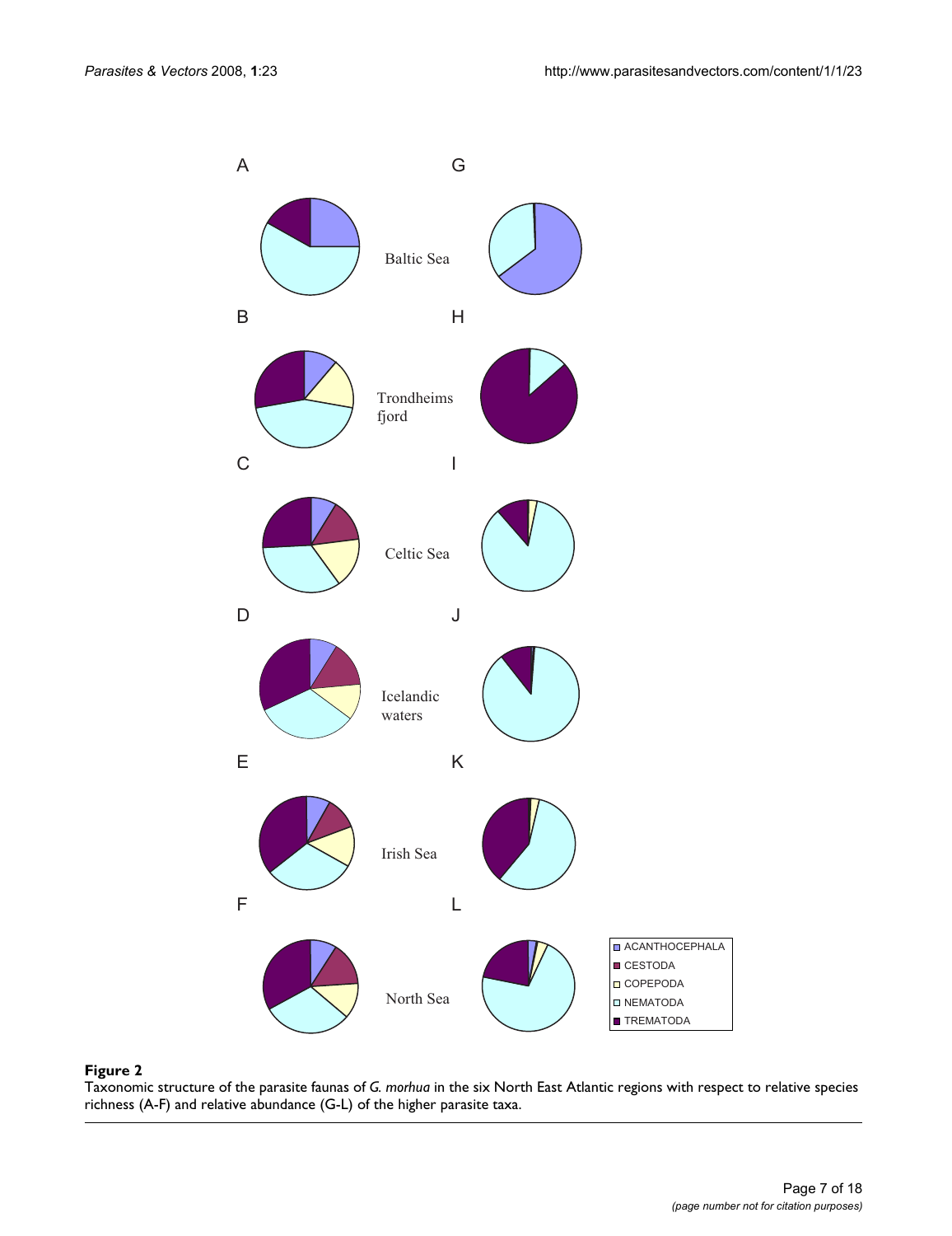**Figure 2**
Taxonomic structure of the parasite faunas of *G. morhua* in the six North East Atlantic regions with respect to relative species richness (A-F) and relative abundance (G-L) of the higher parasite taxa.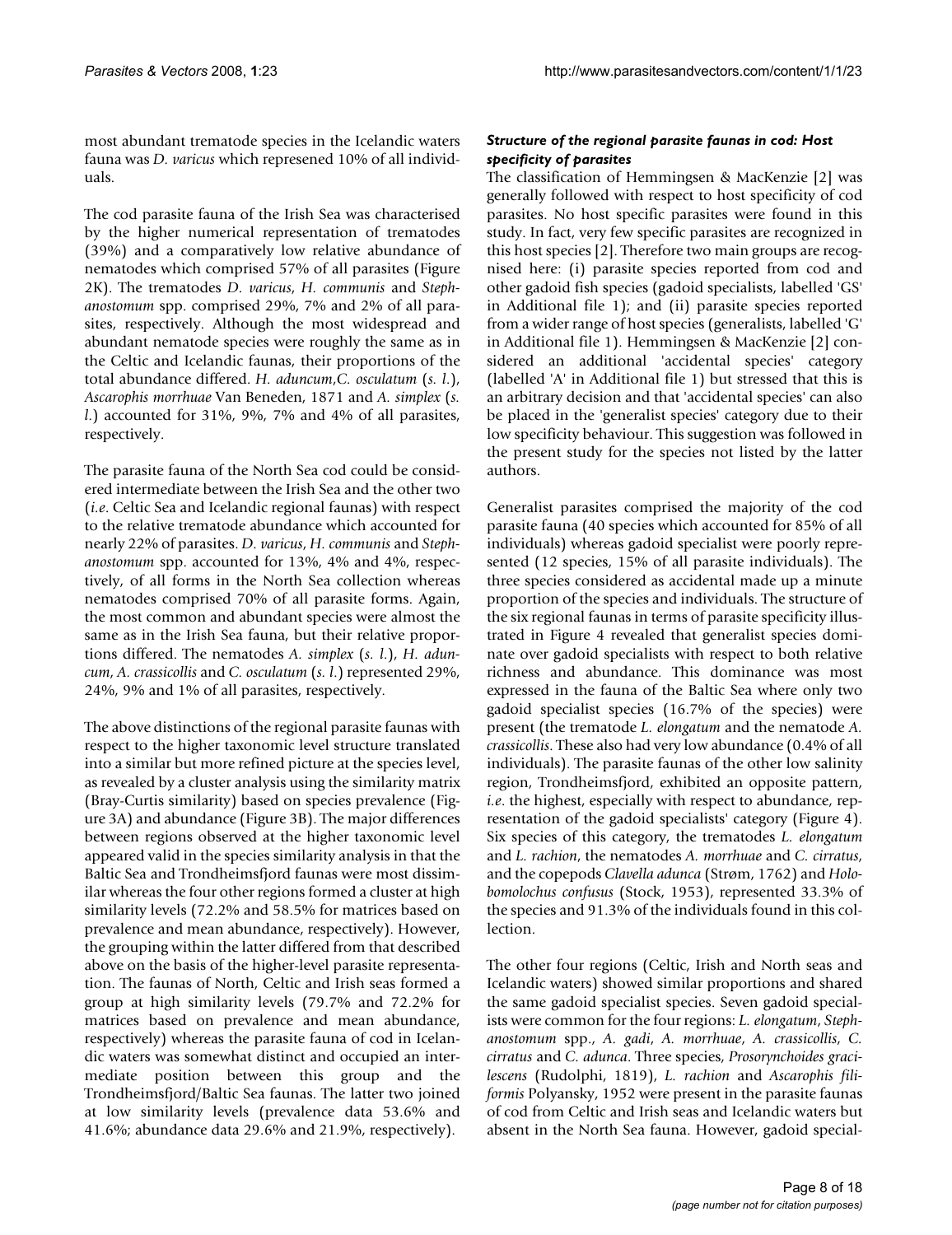most abundant trematode species in the Icelandic waters fauna was *D. varicus* which represened 10% of all individuals.

The cod parasite fauna of the Irish Sea was characterised by the higher numerical representation of trematodes (39%) and a comparatively low relative abundance of nematodes which comprised 57% of all parasites (Figure 2K). The trematodes *D. varicus*, *H. communis* and *Stephanostomum* spp. comprised 29%, 7% and 2% of all parasites, respectively. Although the most widespread and abundant nematode species were roughly the same as in the Celtic and Icelandic faunas, their proportions of the total abundance differed. *H. aduncum*,*C. osculatum* (*s. l.*), *Ascarophis morrhuae* Van Beneden, 1871 and *A. simplex* (*s. l.*) accounted for 31%, 9%, 7% and 4% of all parasites, respectively.

The parasite fauna of the North Sea cod could be considered intermediate between the Irish Sea and the other two (*i.e*. Celtic Sea and Icelandic regional faunas) with respect to the relative trematode abundance which accounted for nearly 22% of parasites. *D. varicus*, *H. communis* and *Stephanostomum* spp. accounted for 13%, 4% and 4%, respectively, of all forms in the North Sea collection whereas nematodes comprised 70% of all parasite forms. Again, the most common and abundant species were almost the same as in the Irish Sea fauna, but their relative proportions differed. The nematodes *A. simplex* (*s. l.*), *H. aduncum*, *A. crassicollis* and *C. osculatum* (*s. l.*) represented 29%, 24%, 9% and 1% of all parasites, respectively.

The above distinctions of the regional parasite faunas with respect to the higher taxonomic level structure translated into a similar but more refined picture at the species level, as revealed by a cluster analysis using the similarity matrix (Bray-Curtis similarity) based on species prevalence (Figure 3A) and abundance (Figure 3B). The major differences between regions observed at the higher taxonomic level appeared valid in the species similarity analysis in that the Baltic Sea and Trondheimsfjord faunas were most dissimilar whereas the four other regions formed a cluster at high similarity levels (72.2% and 58.5% for matrices based on prevalence and mean abundance, respectively). However, the grouping within the latter differed from that described above on the basis of the higher-level parasite representation. The faunas of North, Celtic and Irish seas formed a group at high similarity levels (79.7% and 72.2% for matrices based on prevalence and mean abundance, respectively) whereas the parasite fauna of cod in Icelandic waters was somewhat distinct and occupied an intermediate position between this group and the Trondheimsfjord/Baltic Sea faunas. The latter two joined at low similarity levels (prevalence data 53.6% and 41.6%; abundance data 29.6% and 21.9%, respectively).

### *Structure of the regional parasite faunas in cod: Host specificity of parasites*

The classification of Hemmingsen & MacKenzie [2] was generally followed with respect to host specificity of cod parasites. No host specific parasites were found in this study. In fact, very few specific parasites are recognized in this host species [2]. Therefore two main groups are recognised here: (i) parasite species reported from cod and other gadoid fish species (gadoid specialists, labelled 'GS' in Additional file 1); and (ii) parasite species reported from a wider range of host species (generalists, labelled 'G' in Additional file 1). Hemmingsen & MacKenzie [2] considered an additional 'accidental species' category (labelled 'A' in Additional file 1) but stressed that this is an arbitrary decision and that 'accidental species' can also be placed in the 'generalist species' category due to their low specificity behaviour. This suggestion was followed in the present study for the species not listed by the latter authors.

Generalist parasites comprised the majority of the cod parasite fauna (40 species which accounted for 85% of all individuals) whereas gadoid specialist were poorly represented (12 species, 15% of all parasite individuals). The three species considered as accidental made up a minute proportion of the species and individuals. The structure of the six regional faunas in terms of parasite specificity illustrated in Figure 4 revealed that generalist species dominate over gadoid specialists with respect to both relative richness and abundance. This dominance was most expressed in the fauna of the Baltic Sea where only two gadoid specialist species (16.7% of the species) were present (the trematode *L. elongatum* and the nematode *A. crassicollis*. These also had very low abundance (0.4% of all individuals). The parasite faunas of the other low salinity region, Trondheimsfjord, exhibited an opposite pattern, *i.e*. the highest, especially with respect to abundance, representation of the gadoid specialists' category (Figure 4). Six species of this category, the trematodes *L. elongatum* and *L. rachion*, the nematodes *A. morrhuae* and *C. cirratus*, and the copepods *Clavella adunca* (Strøm, 1762) and *Holobomolochus confusus* (Stock, 1953), represented 33.3% of the species and 91.3% of the individuals found in this collection.

The other four regions (Celtic, Irish and North seas and Icelandic waters) showed similar proportions and shared the same gadoid specialist species. Seven gadoid specialists were common for the four regions: *L. elongatum*, *Stephanostomum* spp., *A. gadi*, *A. morrhuae*, *A. crassicollis*, *C. cirratus* and *C. adunca*. Three species, *Prosorynchoides gracilescens* (Rudolphi, 1819), *L. rachion* and *Ascarophis filiformis* Polyansky, 1952 were present in the parasite faunas of cod from Celtic and Irish seas and Icelandic waters but absent in the North Sea fauna. However, gadoid special-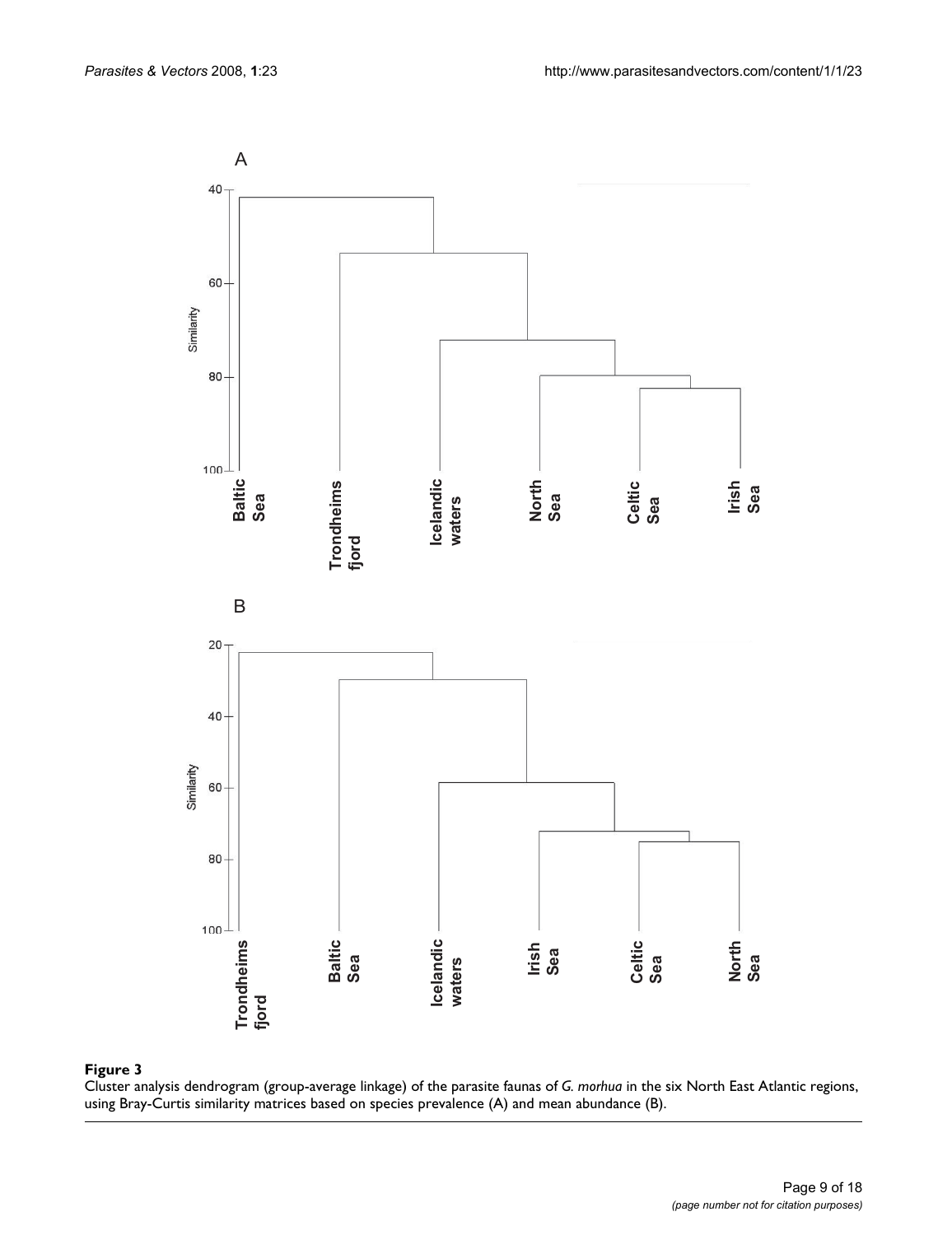**Figure 3**

Cluster analysis dendrogram (group-average linkage) of the parasite faunas of *G. morhua* in the six North East Atlantic regions, using Bray-Curtis similarity matrices based on species prevalence (A) and mean abundance (B).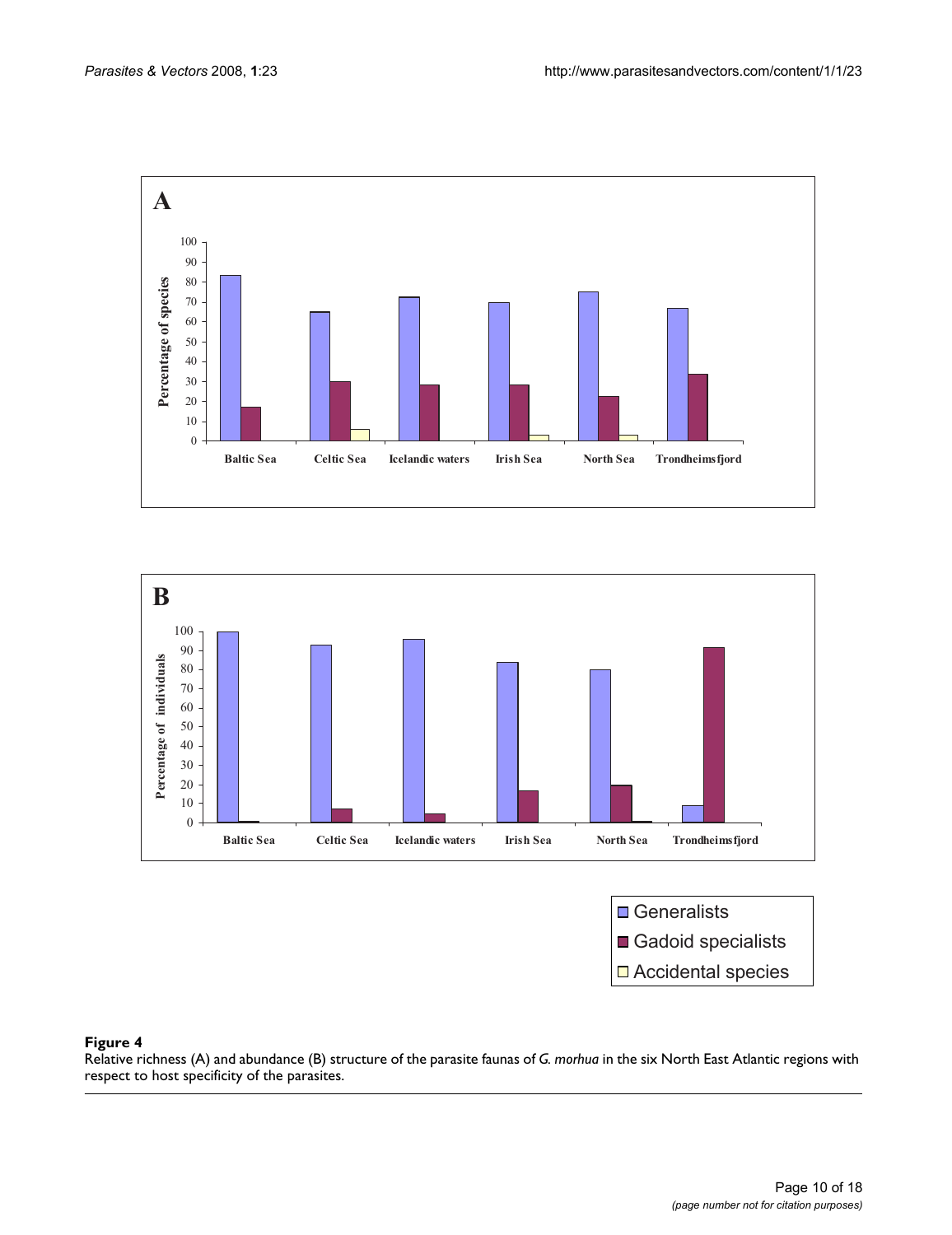**Figure 4**

Relative richness (A) and abundance (B) structure of the parasite faunas of *G. morhua* in the six North East Atlantic regions with respect to host specificity of the parasites.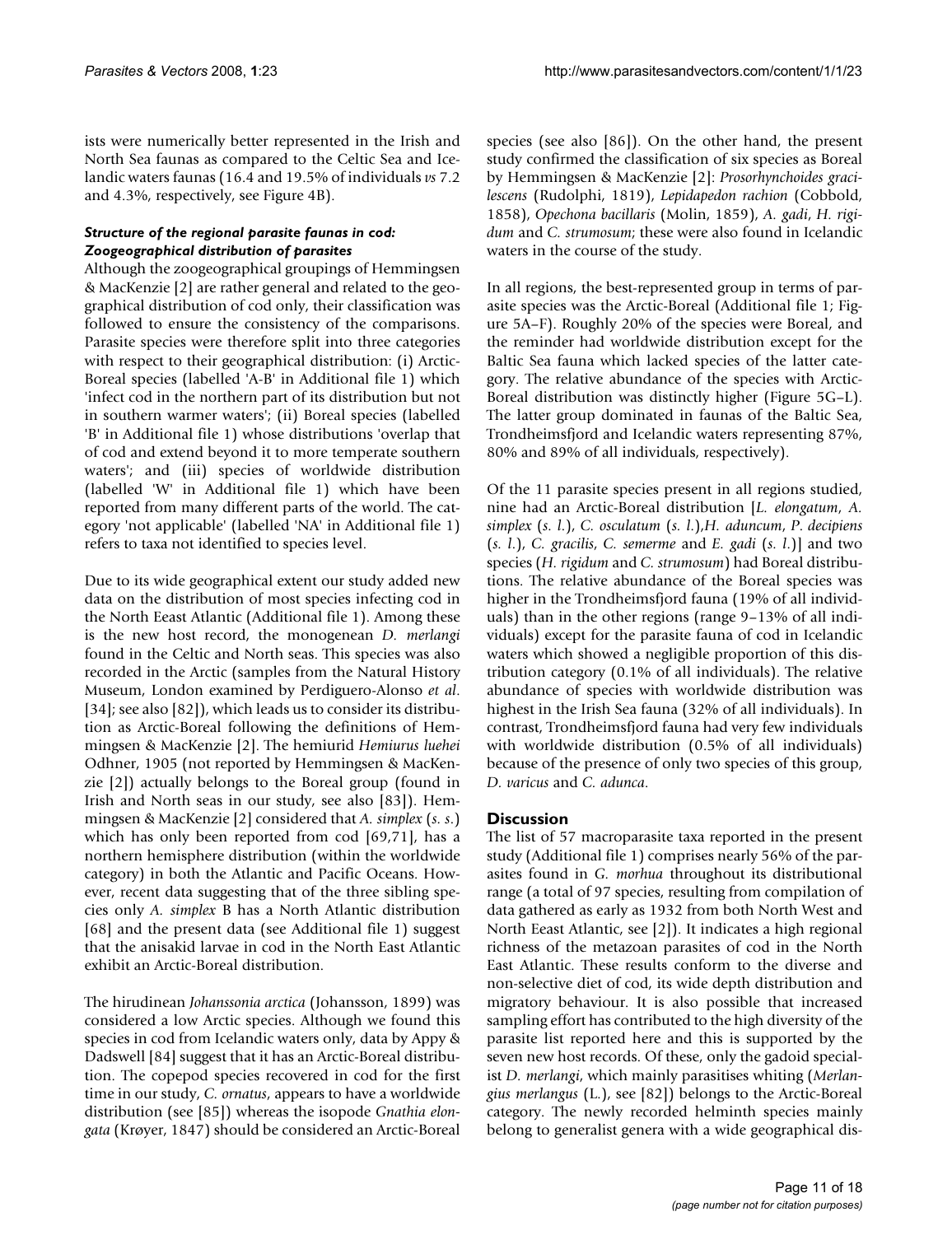ists were numerically better represented in the Irish and North Sea faunas as compared to the Celtic Sea and Icelandic waters faunas (16.4 and 19.5% of individuals *vs* 7.2 and 4.3%, respectively, see Figure 4B).

### *Structure of the regional parasite faunas in cod: Zoogeographical distribution of parasites*

Although the zoogeographical groupings of Hemmingsen & MacKenzie [2] are rather general and related to the geographical distribution of cod only, their classification was followed to ensure the consistency of the comparisons. Parasite species were therefore split into three categories with respect to their geographical distribution: (i) Arctic-Boreal species (labelled 'A-B' in Additional file 1) which 'infect cod in the northern part of its distribution but not in southern warmer waters'; (ii) Boreal species (labelled 'B' in Additional file 1) whose distributions 'overlap that of cod and extend beyond it to more temperate southern waters'; and (iii) species of worldwide distribution (labelled 'W' in Additional file 1) which have been reported from many different parts of the world. The category 'not applicable' (labelled 'NA' in Additional file 1) refers to taxa not identified to species level.

Due to its wide geographical extent our study added new data on the distribution of most species infecting cod in the North Eeast Atlantic (Additional file 1). Among these is the new host record, the monogenean *D. merlangi* found in the Celtic and North seas. This species was also recorded in the Arctic (samples from the Natural History Museum, London examined by Perdiguero-Alonso *et al*. [34]; see also [82]), which leads us to consider its distribution as Arctic-Boreal following the definitions of Hemmingsen & MacKenzie [2]. The hemiurid *Hemiurus luehei* Odhner, 1905 (not reported by Hemmingsen & MacKenzie [2]) actually belongs to the Boreal group (found in Irish and North seas in our study, see also [83]). Hemmingsen & MacKenzie [2] considered that *A. simplex* (*s. s.*) which has only been reported from cod [69,71], has a northern hemisphere distribution (within the worldwide category) in both the Atlantic and Pacific Oceans. However, recent data suggesting that of the three sibling species only *A. simplex* B has a North Atlantic distribution [68] and the present data (see Additional file 1) suggest that the anisakid larvae in cod in the North East Atlantic exhibit an Arctic-Boreal distribution.

The hirudinean *Johanssonia arctica* (Johansson, 1899) was considered a low Arctic species. Although we found this species in cod from Icelandic waters only, data by Appy & Dadswell [84] suggest that it has an Arctic-Boreal distribution. The copepod species recovered in cod for the first time in our study, *C. ornatus*, appears to have a worldwide distribution (see [85]) whereas the isopode *Gnathia elongata* (Krøyer, 1847) should be considered an Arctic-Boreal species (see also [86]). On the other hand, the present study confirmed the classification of six species as Boreal by Hemmingsen & MacKenzie [2]: *Prosorhynchoides gracilescens* (Rudolphi, 1819), *Lepidapedon rachion* (Cobbold, 1858), *Opechona bacillaris* (Molin, 1859), *A. gadi*, *H. rigidum* and *C. strumosum*; these were also found in Icelandic waters in the course of the study.

In all regions, the best-represented group in terms of parasite species was the Arctic-Boreal (Additional file 1; Figure 5A–F). Roughly 20% of the species were Boreal, and the reminder had worldwide distribution except for the Baltic Sea fauna which lacked species of the latter category. The relative abundance of the species with Arctic-Boreal distribution was distinctly higher (Figure 5G–L). The latter group dominated in faunas of the Baltic Sea, Trondheimsfjord and Icelandic waters representing 87%, 80% and 89% of all individuals, respectively).

Of the 11 parasite species present in all regions studied, nine had an Arctic-Boreal distribution [*L. elongatum*, *A. simplex* (*s. l.*), *C. osculatum* (*s. l.*),*H. aduncum*, *P. decipiens* (*s. l.*), *C. gracilis*, *C. semerme* and *E. gadi* (*s. l.*)] and two species (*H. rigidum* and *C. strumosum*) had Boreal distributions. The relative abundance of the Boreal species was higher in the Trondheimsfjord fauna (19% of all individuals) than in the other regions (range 9–13% of all individuals) except for the parasite fauna of cod in Icelandic waters which showed a negligible proportion of this distribution category (0.1% of all individuals). The relative abundance of species with worldwide distribution was highest in the Irish Sea fauna (32% of all individuals). In contrast, Trondheimsfjord fauna had very few individuals with worldwide distribution (0.5% of all individuals) because of the presence of only two species of this group, *D. varicus* and *C. adunca*.

## Discussion

The list of 57 macroparasite taxa reported in the present study (Additional file 1) comprises nearly 56% of the parasites found in *G. morhua* throughout its distributional range (a total of 97 species, resulting from compilation of data gathered as early as 1932 from both North West and North Eeast Atlantic, see [2]). It indicates a high regional richness of the metazoan parasites of cod in the North East Atlantic. These results conform to the diverse and non-selective diet of cod, its wide depth distribution and migratory behaviour. It is also possible that increased sampling effort has contributed to the high diversity of the parasite list reported here and this is supported by the seven new host records. Of these, only the gadoid specialist *D. merlangi*, which mainly parasitises whiting (*Merlangius merlangus* (L.), see [82]) belongs to the Arctic-Boreal category. The newly recorded helminth species mainly belong to generalist genera with a wide geographical dis-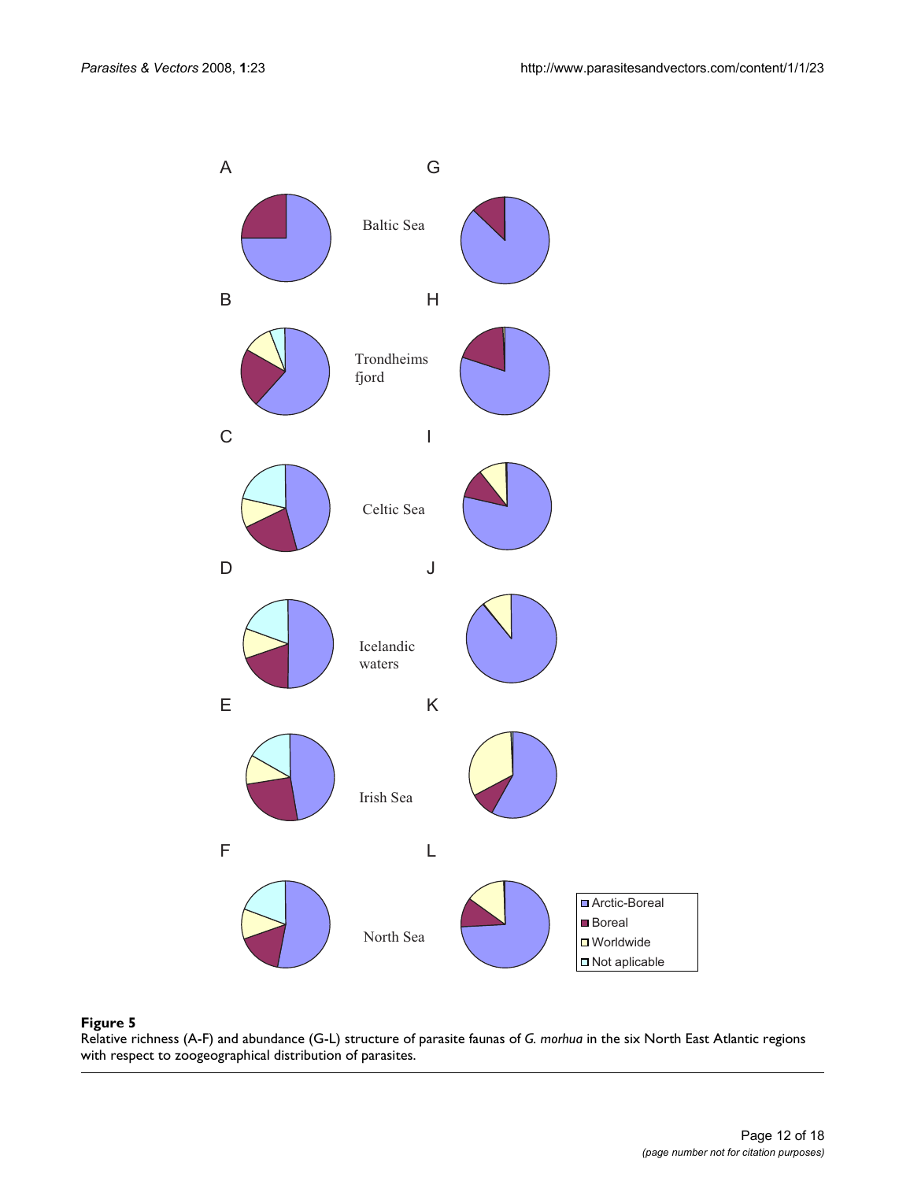**Figure 5**

Relative richness (A-F) and abundance (G-L) structure of parasite faunas of *G. morhua* in the six North East Atlantic regions with respect to zoogeographical distribution of parasites.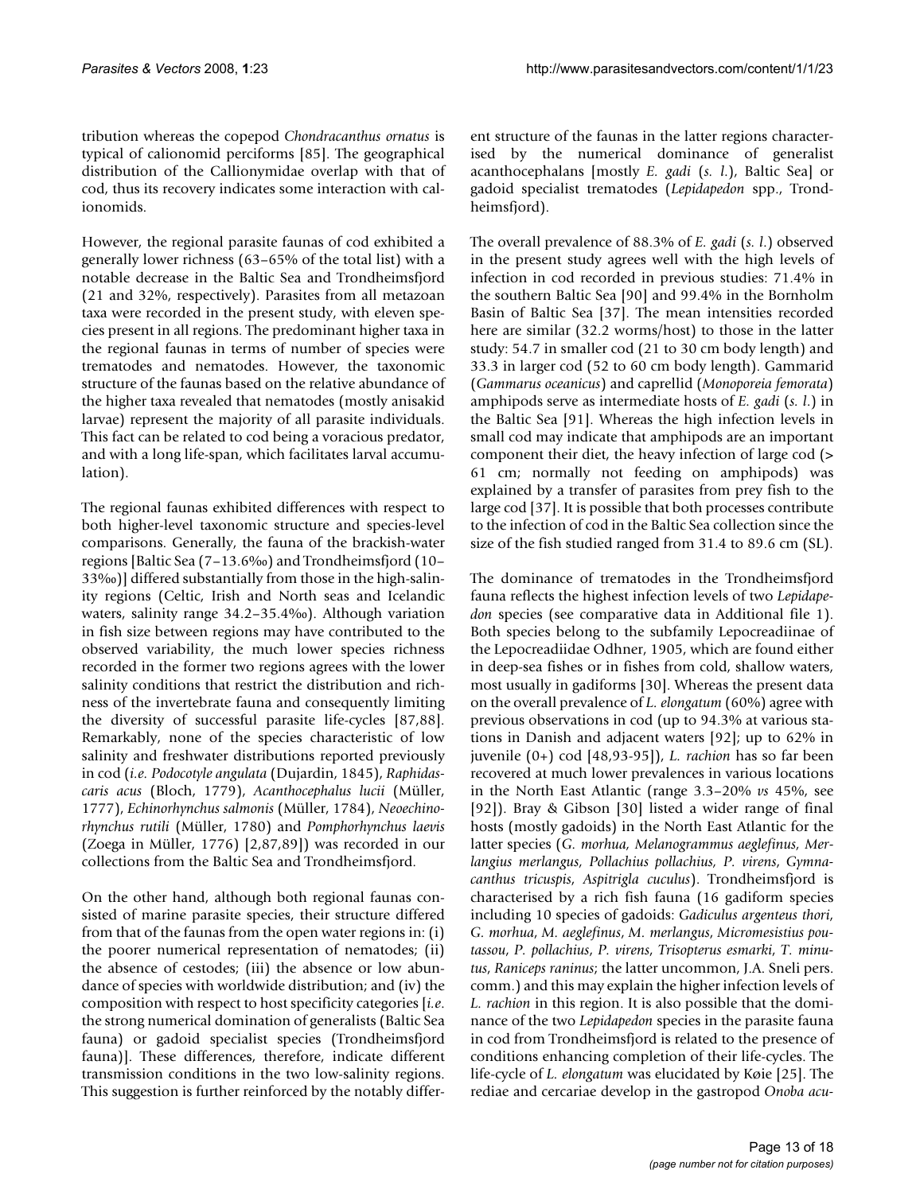tribution whereas the copepod *Chondracanthus ornatus* is typical of calionomid perciforms [85]. The geographical distribution of the Callionymidae overlap with that of cod, thus its recovery indicates some interaction with calionomids.

However, the regional parasite faunas of cod exhibited a generally lower richness (63–65% of the total list) with a notable decrease in the Baltic Sea and Trondheimsfjord (21 and 32%, respectively). Parasites from all metazoan taxa were recorded in the present study, with eleven species present in all regions. The predominant higher taxa in the regional faunas in terms of number of species were trematodes and nematodes. However, the taxonomic structure of the faunas based on the relative abundance of the higher taxa revealed that nematodes (mostly anisakid larvae) represent the majority of all parasite individuals. This fact can be related to cod being a voracious predator, and with a long life-span, which facilitates larval accumulation).

The regional faunas exhibited differences with respect to both higher-level taxonomic structure and species-level comparisons. Generally, the fauna of the brackish-water regions [Baltic Sea (7–13.6‰) and Trondheimsfjord (10–33‰)] differed substantially from those in the high-salinity regions (Celtic, Irish and North seas and Icelandic waters, salinity range 34.2–35.4‰). Although variation in fish size between regions may have contributed to the observed variability, the much lower species richness recorded in the former two regions agrees with the lower salinity conditions that restrict the distribution and richness of the invertebrate fauna and consequently limiting the diversity of successful parasite life-cycles [87,88]. Remarkably, none of the species characteristic of low salinity and freshwater distributions reported previously in cod (*i.e. Podocotyle angulata* (Dujardin, 1845), *Raphidascaris acus* (Bloch, 1779), *Acanthocephalus lucii* (Müller, 1777), *Echinorhynchus salmonis* (Müller, 1784), *Neoechinorhynchus rutili* (Müller, 1780) and *Pomphorhynchus laevis* (Zoega in Müller, 1776) [2,87,89]) was recorded in our collections from the Baltic Sea and Trondheimsfjord.

On the other hand, although both regional faunas consisted of marine parasite species, their structure differed from that of the faunas from the open water regions in: (i) the poorer numerical representation of nematodes; (ii) the absence of cestodes; (iii) the absence or low abundance of species with worldwide distribution; and (iv) the composition with respect to host specificity categories [*i.e.* the strong numerical domination of generalists (Baltic Sea fauna) or gadoid specialist species (Trondheimsfjord fauna)]. These differences, therefore, indicate different transmission conditions in the two low-salinity regions. This suggestion is further reinforced by the notably different structure of the faunas in the latter regions characterised by the numerical dominance of generalist acanthocephalans [mostly *E. gadi* (*s. l.*), Baltic Sea] or gadoid specialist trematodes (*Lepidapedon* spp., Trondheimsfjord).

The overall prevalence of 88.3% of *E. gadi* (*s. l.*) observed in the present study agrees well with the high levels of infection in cod recorded in previous studies: 71.4% in the southern Baltic Sea [90] and 99.4% in the Bornholm Basin of Baltic Sea [37]. The mean intensities recorded here are similar (32.2 worms/host) to those in the latter study: 54.7 in smaller cod (21 to 30 cm body length) and 33.3 in larger cod (52 to 60 cm body length). Gammarid (*Gammarus oceanicus*) and caprellid (*Monoporeia femorata*) amphipods serve as intermediate hosts of *E. gadi* (*s. l.*) in the Baltic Sea [91]. Whereas the high infection levels in small cod may indicate that amphipods are an important component their diet, the heavy infection of large cod (> 61 cm; normally not feeding on amphipods) was explained by a transfer of parasites from prey fish to the large cod [37]. It is possible that both processes contribute to the infection of cod in the Baltic Sea collection since the size of the fish studied ranged from 31.4 to 89.6 cm (SL).

The dominance of trematodes in the Trondheimsfjord fauna reflects the highest infection levels of two *Lepidapedon* species (see comparative data in Additional file 1). Both species belong to the subfamily Lepocreadiinae of the Lepocreadiidae Odhner, 1905, which are found either in deep-sea fishes or in fishes from cold, shallow waters, most usually in gadiforms [30]. Whereas the present data on the overall prevalence of *L. elongatum* (60%) agree with previous observations in cod (up to 94.3% at various stations in Danish and adjacent waters [92]; up to 62% in juvenile (0+) cod [48,93-95]), *L. rachion* has so far been recovered at much lower prevalences in various locations in the North East Atlantic (range 3.3–20% *vs* 45%, see [92]). Bray & Gibson [30] listed a wider range of final hosts (mostly gadoids) in the North East Atlantic for the latter species (*G. morhua*, *Melanogrammus aeglefinus*, *Merlangius merlangus*, *Pollachius pollachius*, *P. virens*, *Gymnacanthus tricuspis*, *Aspitrigla cuculus*). Trondheimsfjord is characterised by a rich fish fauna (16 gadiform species including 10 species of gadoids: *Gadiculus argenteus thori*, *G. morhua*, *M. aeglefinus*, *M. merlangus*, *Micromesistius poutassou*, *P. pollachius*, *P. virens*, *Trisopterus esmarki*, *T. minutus*, *Raniceps raninus*; the latter uncommon, J.A. Sneli pers. comm.) and this may explain the higher infection levels of *L. rachion* in this region. It is also possible that the dominance of the two *Lepidapedon* species in the parasite fauna in cod from Trondheimsfjord is related to the presence of conditions enhancing completion of their life-cycles. The life-cycle of *L. elongatum* was elucidated by Køie [25]. The rediae and cercariae develop in the gastropod *Onoba acu-*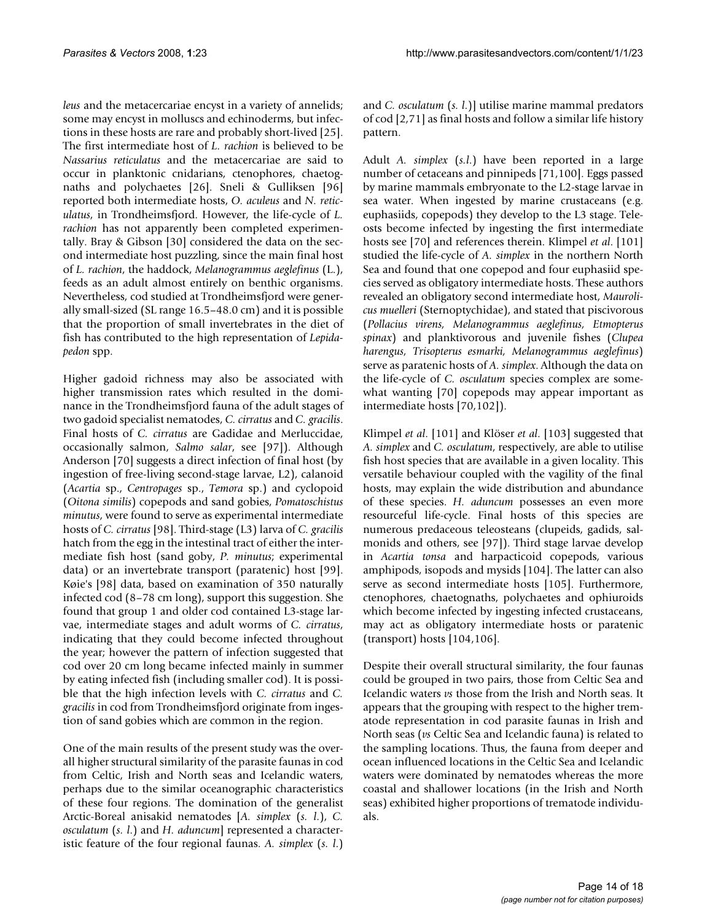*leus* and the metacercariae encyst in a variety of annelids; some may encyst in molluscs and echinoderms, but infections in these hosts are rare and probably short-lived [25]. The first intermediate host of *L. rachion* is believed to be *Nassarius reticulatus* and the metacercariae are said to occur in planktonic cnidarians, ctenophores, chaetognaths and polychaetes [26]. Sneli & Gulliksen [96] reported both intermediate hosts, *O. aculeus* and *N. reticulatus*, in Trondheimsfjord. However, the life-cycle of *L. rachion* has not apparently been completed experimentally. Bray & Gibson [30] considered the data on the second intermediate host puzzling, since the main final host of *L. rachion*, the haddock, *Melanogrammus aeglefinus* (L.), feeds as an adult almost entirely on benthic organisms. Nevertheless, cod studied at Trondheimsfjord were generally small-sized (SL range 16.5–48.0 cm) and it is possible that the proportion of small invertebrates in the diet of fish has contributed to the high representation of *Lepidapedon* spp.

Higher gadoid richness may also be associated with higher transmission rates which resulted in the dominance in the Trondheimsfjord fauna of the adult stages of two gadoid specialist nematodes, *C. cirratus* and *C. gracilis*. Final hosts of *C. cirratus* are Gadidae and Merluccidae, occasionally salmon, *Salmo salar*, see [97]). Although Anderson [70] suggests a direct infection of final host (by ingestion of free-living second-stage larvae, L2), calanoid (*Acartia* sp., *Centropages* sp., *Temora* sp.) and cyclopoid (*Oitona similis*) copepods and sand gobies, *Pomatoschistus minutus*, were found to serve as experimental intermediate hosts of *C. cirratus* [98]. Third-stage (L3) larva of *C. gracilis* hatch from the egg in the intestinal tract of either the intermediate fish host (sand goby, *P. minutus*; experimental data) or an invertebrate transport (paratenic) host [99]. Køie's [98] data, based on examination of 350 naturally infected cod (8–78 cm long), support this suggestion. She found that group 1 and older cod contained L3-stage larvae, intermediate stages and adult worms of *C. cirratus*, indicating that they could become infected throughout the year; however the pattern of infection suggested that cod over 20 cm long became infected mainly in summer by eating infected fish (including smaller cod). It is possible that the high infection levels with *C. cirratus* and *C. gracilis* in cod from Trondheimsfjord originate from ingestion of sand gobies which are common in the region.

One of the main results of the present study was the overall higher structural similarity of the parasite faunas in cod from Celtic, Irish and North seas and Icelandic waters, perhaps due to the similar oceanographic characteristics of these four regions. The domination of the generalist Arctic-Boreal anisakid nematodes [*A. simplex* (*s. l.*), *C. osculatum* (*s. l.*) and *H. aduncum*] represented a characteristic feature of the four regional faunas. *A. simplex* (*s. l.*) and *C. osculatum* (*s. l.*)] utilise marine mammal predators of cod [2,71] as final hosts and follow a similar life history pattern.

Adult *A. simplex* (*s.l.*) have been reported in a large number of cetaceans and pinnipeds [71,100]. Eggs passed by marine mammals embryonate to the L2-stage larvae in sea water. When ingested by marine crustaceans (e.g. euphasiids, copepods) they develop to the L3 stage. Teleosts become infected by ingesting the first intermediate hosts see [70] and references therein. Klimpel *et al.* [101] studied the life-cycle of *A. simplex* in the northern North Sea and found that one copepod and four euphasiid species served as obligatory intermediate hosts. These authors revealed an obligatory second intermediate host, *Maurolicus muelleri* (Sternoptychidae), and stated that piscivorous (*Pollacius virens*, *Melanogrammus aeglefinus*, *Etmopterus spinax*) and planktivorous and juvenile fishes (*Clupea harengus*, *Trisopterus esmarki*, *Melanogrammus aeglefinus*) serve as paratenic hosts of *A. simplex*. Although the data on the life-cycle of *C. osculatum* species complex are somewhat wanting [70] copepods may appear important as intermediate hosts [70,102]).

Klimpel *et al.* [101] and Klöser *et al.* [103] suggested that *A. simplex* and *C. osculatum*, respectively, are able to utilise fish host species that are available in a given locality. This versatile behaviour coupled with the vagility of the final hosts, may explain the wide distribution and abundance of these species. *H. aduncum* possesses an even more resourceful life-cycle. Final hosts of this species are numerous predaceous teleosteans (clupeids, gadids, salmonids and others, see [97]). Third stage larvae develop in *Acartia tonsa* and harpacticoid copepods, various amphipods, isopods and mysids [104]. The latter can also serve as second intermediate hosts [105]. Furthermore, ctenophores, chaetognaths, polychaetes and ophiuroids which become infected by ingesting infected crustaceans, may act as obligatory intermediate hosts or paratenic (transport) hosts [104,106].

Despite their overall structural similarity, the four faunas could be grouped in two pairs, those from Celtic Sea and Icelandic waters *vs* those from the Irish and North seas. It appears that the grouping with respect to the higher trematode representation in cod parasite faunas in Irish and North seas (*vs* Celtic Sea and Icelandic fauna) is related to the sampling locations. Thus, the fauna from deeper and ocean influenced locations in the Celtic Sea and Icelandic waters were dominated by nematodes whereas the more coastal and shallower locations (in the Irish and North seas) exhibited higher proportions of trematode individuals.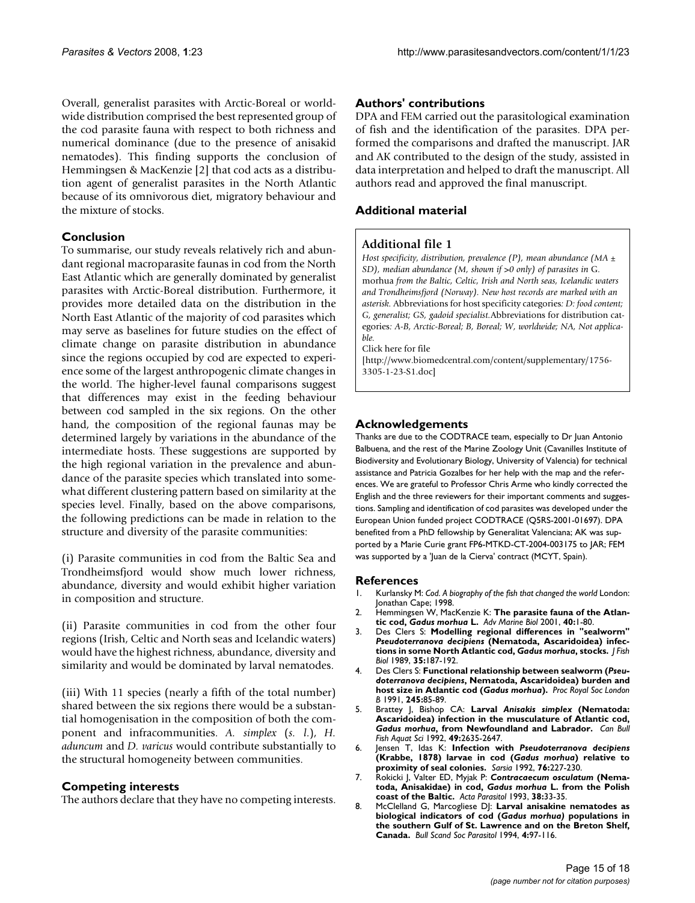Overall, generalist parasites with Arctic-Boreal or worldwide distribution comprised the best represented group of the cod parasite fauna with respect to both richness and numerical dominance (due to the presence of anisakid nematodes). This finding supports the conclusion of Hemmingsen & MacKenzie [2] that cod acts as a distribution agent of generalist parasites in the North Atlantic because of its omnivorous diet, migratory behaviour and the mixture of stocks.

## Conclusion

To summarise, our study reveals relatively rich and abundant regional macroparasite faunas in cod from the North East Atlantic which are generally dominated by generalist parasites with Arctic-Boreal distribution. Furthermore, it provides more detailed data on the distribution in the North East Atlantic of the majority of cod parasites which may serve as baselines for future studies on the effect of climate change on parasite distribution in abundance since the regions occupied by cod are expected to experience some of the largest anthropogenic climate changes in the world. The higher-level faunal comparisons suggest that differences may exist in the feeding behaviour between cod sampled in the six regions. On the other hand, the composition of the regional faunas may be determined largely by variations in the abundance of the intermediate hosts. These suggestions are supported by the high regional variation in the prevalence and abundance of the parasite species which translated into somewhat different clustering pattern based on similarity at the species level. Finally, based on the above comparisons, the following predictions can be made in relation to the structure and diversity of the parasite communities:

(i) Parasite communities in cod from the Baltic Sea and Trondheimsfjord would show much lower richness, abundance, diversity and would exhibit higher variation in composition and structure.

(ii) Parasite communities in cod from the other four regions (Irish, Celtic and North seas and Icelandic waters) would have the highest richness, abundance, diversity and similarity and would be dominated by larval nematodes.

(iii) With 11 species (nearly a fifth of the total number) shared between the six regions there would be a substantial homogenisation in the composition of both the component and infracommunities. *A. simplex* (*s. l.*), *H. aduncum* and *D. varicus* would contribute substantially to the structural homogeneity between communities.

## Competing interests

The authors declare that they have no competing interests.

## Authors' contributions

DPA and FEM carried out the parasitological examination of fish and the identification of the parasites. DPA performed the comparisons and drafted the manuscript. JAR and AK contributed to the design of the study, assisted in data interpretation and helped to draft the manuscript. All authors read and approved the final manuscript.

## Additional material

**Additional file 1**

*Host specificity, distribution, prevalence (P), mean abundance (MA ± SD), median abundance (M, shown if >0 only) of parasites in* G. morhua *from the Baltic, Celtic, Irish and North seas, Icelandic waters and Trondheimsfjord (Norway). New host records are marked with an asterisk.* Abbreviations for host specificity categories*: D: food content; G, generalist; GS, gadoid specialist.*Abbreviations for distribution categories*: A-B, Arctic-Boreal; B, Boreal; W, worldwide; NA, Not applicable.*

Click here for file

[http://www.biomedcentral.com/content/supplementary/1756-3305-1-23-S1.doc]

## Acknowledgements

Thanks are due to the CODTRACE team, especially to Dr Juan Antonio Balbuena, and the rest of the Marine Zoology Unit (Cavanilles Institute of Biodiversity and Evolutionary Biology, University of Valencia) for technical assistance and Patricia Gozalbes for her help with the map and the references. We are grateful to Professor Chris Arme who kindly corrected the English and the three reviewers for their important comments and suggestions. Sampling and identification of cod parasites was developed under the European Union funded project CODTRACE (Q5RS-2001-01697). DPA benefited from a PhD fellowship by Generalitat Valenciana; AK was supported by a Marie Curie grant FP6-MTKD-CT-2004-003175 to JAR; FEM was supported by a 'Juan de la Cierva' contract (MCYT, Spain).

## References

1. Kurlansky M: *Cod. A biography of the fish that changed the world* London: Jonathan Cape; 1998.
2. Hemmingsen W, MacKenzie K: **The parasite fauna of the Atlantic cod, *Gadus morhua* L.** *Adv Marine Biol* 2001, **40:**1-80.
3. Des Clers S: **Modelling regional differences in "sealworm" *Pseudoterranova decipiens* (Nematoda, Ascaridoidea) infections in some North Atlantic cod, *Gadus morhua*, stocks.** *J Fish Biol* 1989, **35:**187-192.
4. Des Clers S: **Functional relationship between sealworm (*Pseudoterranova decipiens*, Nematoda, Ascaridoidea) burden and host size in Atlantic cod (*Gadus morhua*).** *Proc Royal Soc London B* 1991, **245:**85-89.
5. Brattey J, Bishop CA: **Larval *Anisakis simplex* (Nematoda: Ascaridoidea) infection in the musculature of Atlantic cod, *Gadus morhua*, from Newfoundland and Labrador.** *Can Bull Fish Aquat Sci* 1992, **49:**2635-2647.
6. Jensen T, Idas K: **Infection with *Pseudoterranova decipiens* (Krabbe, 1878) larvae in cod (*Gadus morhua*) relative to proximity of seal colonies.** *Sarsia* 1992, **76:**227-230.
7. Rokicki J, Valter ED, Myjak P: ***Contracaecum osculatum* (Nematoda, Anisakidae) in cod, *Gadus morhua* L. from the Polish coast of the Baltic.** *Acta Parasitol* 1993, **38:**33-35.
8. McClelland G, Marcogliese DJ: **Larval anisakine nematodes as biological indicators of cod (*Gadus morhua*) populations in the southern Gulf of St. Lawrence and on the Breton Shelf, Canada.** *Bull Scand Soc Parasitol* 1994, **4:**97-116.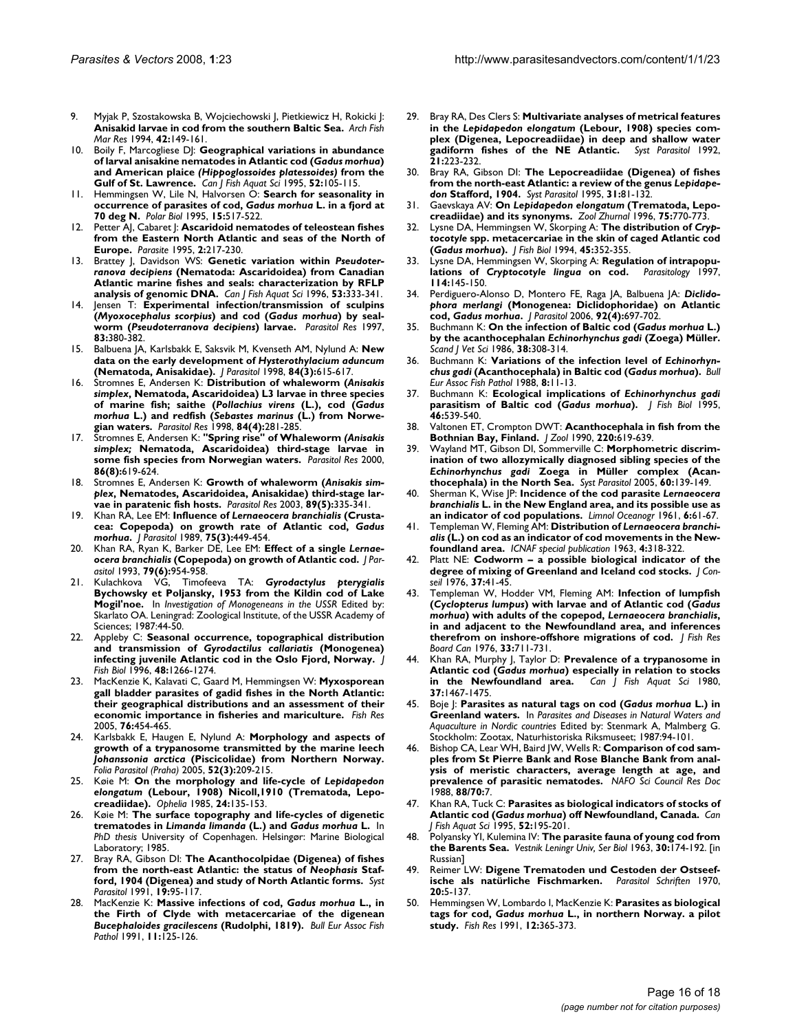9. Myjak P, Szostakowska B, Wojciechowski J, Pietkiewicz H, Rokicki J: **Anisakid larvae in cod from the southern Baltic Sea.** *Arch Fish Mar Res* 1994, **42:**149-161.
10. Boily F, Marcogliese DJ: **Geographical variations in abundance of larval anisakine nematodes in Atlantic cod (*Gadus morhua*) and American plaice *(Hippoglossoides platessoides)* from the Gulf of St. Lawrence.** *Can J Fish Aquat Sci* 1995, **52:**105-115.
11. Hemmingsen W, Lile N, Halvorsen O: **Search for seasonality in occurrence of parasites of cod, *Gadus morhua* L. in a fjord at 70 deg N.** *Polar Biol* 1995, **15:**517-522.
12. Petter AJ, Cabaret J: **Ascaridoid nematodes of teleostean fishes from the Eastern North Atlantic and seas of the North of Europe.** *Parasite* 1995, **2:**217-230.
13. Brattey J, Davidson WS: **Genetic variation within *Pseudoterranova decipiens* (Nematoda: Ascaridoidea) from Canadian Atlantic marine fishes and seals: characterization by RFLP analysis of genomic DNA.** *Can J Fish Aquat Sci* 1996, **53:**333-341.
14. Jensen T: **Experimental infection/transmission of sculpins (*Myoxocephalus scorpius*) and cod (*Gadus morhua*) by sealworm (*Pseudoterranova decipiens*) larvae.** *Parasitol Res* 1997, **83:**380-382.
15. Balbuena JA, Karlsbakk E, Saksvik M, Kvenseth AM, Nylund A: **New data on the early development of *Hysterothylacium aduncum* (Nematoda, Anisakidae).** *J Parasitol* 1998, **84(3):**615-617.
16. Strømnes E, Andersen K: **Distribution of whaleworm (*Anisakis simplex*, Nematoda, Ascaridoidea) L3 larvae in three species of marine fish; saithe (*Pollachius virens* (L.), cod (*Gadus morhua* L.) and redfish (*Sebastes marinus* (L.) from Norwegian waters.** *Parasitol Res* 1998, **84(4):**281-285.
17. Strømnes E, Andersen K: **"Spring rise" of Whaleworm *(Anisakis simplex;* Nematoda, Ascaridoidea) third-stage larvae in some fish species from Norwegian waters.** *Parasitol Res* 2000, **86(8):**619-624.
18. Strømnes E, Andersen K: **Growth of whaleworm (*Anisakis simplex*, Nematodes, Ascaridoidea, Anisakidae) third-stage larvae in paratenic fish hosts.** *Parasitol Res* 2003, **89(5):**335-341.
19. Khan RA, Lee EM: **Influence of *Lernaeocera branchialis* (Crustacea: Copepoda) on growth rate of Atlantic cod, *Gadus morhua*.** *J Parasitol* 1989, **75(3):**449-454.
20. Khan RA, Ryan K, Barker DE, Lee EM: **Effect of a single *Lernaeocera branchialis* (Copepoda) on growth of Atlantic cod.** *J Parasitol* 1993, **79(6):**954-958.
21. Kulachkova VG, Timofeeva TA: ***Gyrodactylus pterygialis* Bychowsky et Poljansky, 1953 from the Kildin cod of Lake Mogil'noe.** In *Investigation of Monogeneans in the USSR* Edited by: Skarlato OA. Leningrad: Zoological Institute, of the USSR Academy of Sciences; 1987:44-50.
22. Appleby C: **Seasonal occurrence, topographical distribution and transmission of *Gyrodactilus callariatis* (Monogenea) infecting juvenile Atlantic cod in the Oslo Fjord, Norway.** *J Fish Biol* 1996, **48:**1266-1274.
23. MacKenzie K, Kalavati C, Gaard M, Hemmingsen W: **Myxosporean gall bladder parasites of gadid fishes in the North Atlantic: their geographical distributions and an assessment of their economic importance in fisheries and mariculture.** *Fish Res* 2005, **76:**454-465.
24. Karlsbakk E, Haugen E, Nylund A: **Morphology and aspects of growth of a trypanosome transmitted by the marine leech *Johanssonia arctica* (Piscicolidae) from Northern Norway.** *Folia Parasitol (Praha)* 2005, **52(3):**209-215.
25. Køie M: **On the morphology and life-cycle of *Lepidapedon elongatum* (Lebour, 1908) Nicoll,1910 (Trematoda, Lepocreadiidae).** *Ophelia* 1985, **24:**135-153.
26. Køie M: **The surface topography and life-cycles of digenetic trematodes in *Limanda limanda* (L.) and *Gadus morhua* L.** In *PhD thesis* University of Copenhagen. Helsingør: Marine Biological Laboratory; 1985.
27. Bray RA, Gibson DI: **The Acanthocolpidae (Digenea) of fishes from the north-east Atlantic: the status of *Neophasis* Stafford, 1904 (Digenea) and study of North Atlantic forms.** *Syst Parasitol* 1991, **19:**95-117.
28. MacKenzie K: **Massive infections of cod, *Gadus morhua* L., in the Firth of Clyde with metacercariae of the digenean *Bucephaloides gracilescens* (Rudolphi, 1819).** *Bull Eur Assoc Fish Pathol* 1991, **11:**125-126.
29. Bray RA, Des Clers S: **Multivariate analyses of metrical features in the *Lepidapedon elongatum* (Lebour, 1908) species complex (Digenea, Lepocreadiidae) in deep and shallow water gadiform fishes of the NE Atlantic.** *Syst Parasitol* 1992, **21:**223-232.
30. Bray RA, Gibson DI: **The Lepocreadiidae (Digenea) of fishes from the north-east Atlantic: a review of the genus *Lepidapedon* Stafford, 1904.** *Syst Parasitol* 1995, **31:**81-132.
31. Gaevskaya AV: **On *Lepidapedon elongatum* (Trematoda, Lepocreadiidae) and its synonyms.** *Zool Zhurnal* 1996, **75:**770-773.
32. Lysne DA, Hemmingsen W, Skorping A: **The distribution of *Cryptocotyle* spp. metacercariae in the skin of caged Atlantic cod (*Gadus morhua*).** *J Fish Biol* 1994, **45:**352-355.
33. Lysne DA, Hemmingsen W, Skorping A: **Regulation of intrapopulations of *Cryptocotyle lingua* on cod.** *Parasitology* 1997, **114:**145-150.
34. Perdiguero-Alonso D, Montero FE, Raga JA, Balbuena JA: ***Diclidophora merlangi* (Monogenea: Diclidophoridae) on Atlantic cod, *Gadus morhua*.** *J Parasitol* 2006, **92(4):**697-702.
35. Buchmann K: **On the infection of Baltic cod (*Gadus morhua* L.) by the acanthocephalan *Echinorhynchus gadi* (Zoega) Müller.** *Scand J Vet Sci* 1986, **38:**308-314.
36. Buchmann K: **Variations of the infection level of *Echinorhynchus gadi* (Acanthocephala) in Baltic cod (*Gadus morhua*).** *Bull Eur Assoc Fish Pathol* 1988, **8:**11-13.
37. Buchmann K: **Ecological implications of *Echinorhynchus gadi* parasitism of Baltic cod (*Gadus morhua*).** *J Fish Biol* 1995, **46:**539-540.
38. Valtonen ET, Crompton DWT: **Acanthocephala in fish from the Bothnian Bay, Finland.** *J Zool* 1990, **220:**619-639.
39. Wayland MT, Gibson DI, Sommerville C: **Morphometric discrimination of two allozymically diagnosed sibling species of the *Echinorhynchus gadi* Zoega in Müller complex (Acanthocephala) in the North Sea.** *Syst Parasitol* 2005, **60:**139-149.
40. Sherman K, Wise JP: **Incidence of the cod parasite *Lernaeocera branchialis* L. in the New England area, and its possible use as an indicator of cod populations.** *Limnol Oceanogr* 1961, **6:**61-67.
41. Templeman W, Fleming AM: **Distribution of *Lernaeocera branchialis* (L.) on cod as an indicator of cod movements in the Newfoundland area.** *ICNAF special publication* 1963, **4:**318-322.
42. Platt NE: **Codworm – a possible biological indicator of the degree of mixing of Greenland and Iceland cod stocks.** *J Conseil* 1976, **37:**41-45.
43. Templeman W, Hodder VM, Fleming AM: **Infection of lumpfish (*Cyclopterus lumpus*) with larvae and of Atlantic cod (*Gadus morhua*) with adults of the copepod, *Lernaeocera branchialis*, in and adjacent to the Newfoundland area, and inferences therefrom on inshore-offshore migrations of cod.** *J Fish Res Board Can* 1976, **33:**711-731.
44. Khan RA, Murphy J, Taylor D: **Prevalence of a trypanosome in Atlantic cod (*Gadus morhua*) especially in relation to stocks in the Newfoundland area.** *Can J Fish Aquat Sci* 1980, **37:**1467-1475.
45. Boje J: **Parasites as natural tags on cod (*Gadus morhua* L.) in Greenland waters.** In *Parasites and Diseases in Natural Waters and Aquaculture in Nordic countries* Edited by: Stenmark A, Malmberg G. Stockholm: Zootax, Naturhistoriska Riksmuseet; 1987:94-101.
46. Bishop CA, Lear WH, Baird JW, Wells R: **Comparison of cod samples from St Pierre Bank and Rose Blanche Bank from analysis of meristic characters, average length at age, and prevalence of parasitic nematodes.** *NAFO Sci Council Res Doc* 1988, **88/70:**7.
47. Khan RA, Tuck C: **Parasites as biological indicators of stocks of Atlantic cod (*Gadus morhua*) off Newfoundland, Canada.** *Can J Fish Aquat Sci* 1995, **52:**195-201.
48. Polyansky YI, Kulemina IV: **The parasite fauna of young cod from the Barents Sea.** *Vestnik Leningr Univ, Ser Biol* 1963, **30:**174-192. [in Russian]
49. Reimer LW: **Digene Trematoden und Cestoden der Ostseefische als natürliche Fischmarken.** *Parasitol Schriften* 1970, **20:**5-137.
50. Hemmingsen W, Lombardo I, MacKenzie K: **Parasites as biological tags for cod, *Gadus morhua* L., in northern Norway. a pilot study.** *Fish Res* 1991, **12:**365-373.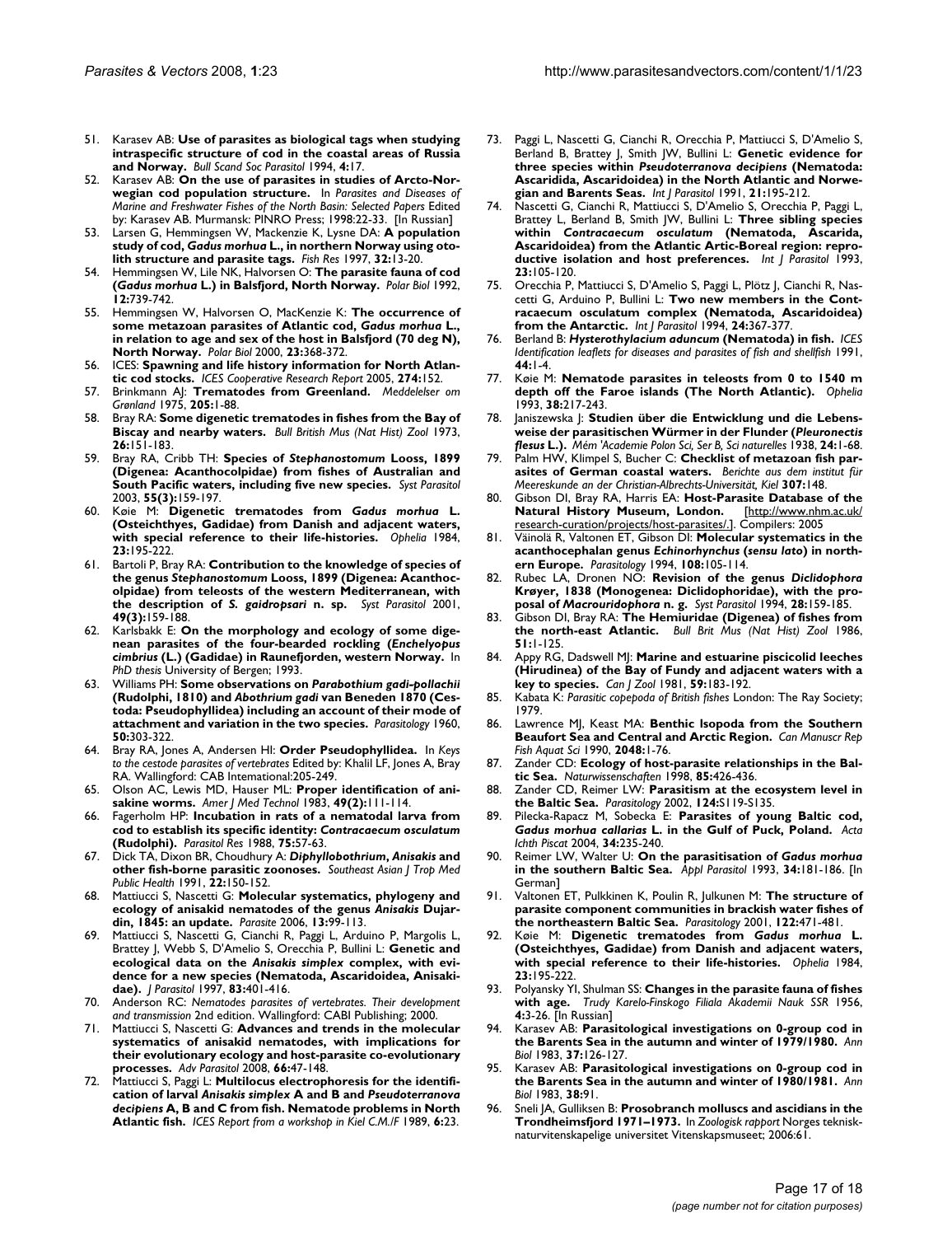51. Karasev AB: **Use of parasites as biological tags when studying intraspecific structure of cod in the coastal areas of Russia and Norway.** *Bull Scand Soc Parasitol* 1994, **4:**17.
52. Karasev AB: **On the use of parasites in studies of Arcto-Norwegian cod population structure.** In *Parasites and Diseases of Marine and Freshwater Fishes of the North Basin: Selected Papers* Edited by: Karasev AB. Murmansk: PINRO Press; 1998:22-33. [In Russian]
53. Larsen G, Hemmingsen W, Mackenzie K, Lysne DA: **A population study of cod, *Gadus morhua* L., in northern Norway using otolith structure and parasite tags.** *Fish Res* 1997, **32:**13-20.
54. Hemmingsen W, Lile NK, Halvorsen O: **The parasite fauna of cod (*Gadus morhua* L.) in Balsfjord, North Norway.** *Polar Biol* 1992, **12:**739-742.
55. Hemmingsen W, Halvorsen O, MacKenzie K: **The occurrence of some metazoan parasites of Atlantic cod, *Gadus morhua* L., in relation to age and sex of the host in Balsfjord (70 deg N), North Norway.** *Polar Biol* 2000, **23:**368-372.
56. ICES: **Spawning and life history information for North Atlantic cod stocks.** *ICES Cooperative Research Report* 2005, **274:**152.
57. Brinkmann AJ: **Trematodes from Greenland.** *Meddelelser om Grønland* 1975, **205:**1-88.
58. Bray RA: **Some digenetic trematodes in fishes from the Bay of Biscay and nearby waters.** *Bull British Mus (Nat Hist) Zool* 1973, **26:**151-183.
59. Bray RA, Cribb TH: **Species of *Stephanostomum* Looss, 1899 (Digenea: Acanthocolpidae) from fishes of Australian and South Pacific waters, including five new species.** *Syst Parasitol* 2003, **55(3):**159-197.
60. Køie M: **Digenetic trematodes from *Gadus morhua* L. (Osteichthyes, Gadidae) from Danish and adjacent waters, with special reference to their life-histories.** *Ophelia* 1984, **23:**195-222.
61. Bartoli P, Bray RA: **Contribution to the knowledge of species of the genus *Stephanostomum* Looss, 1899 (Digenea: Acanthocolpidae) from teleosts of the western Mediterranean, with the description of *S. gaidropsari* n. sp.** *Syst Parasitol* 2001, **49(3):**159-188.
62. Karlsbakk E: **On the morphology and ecology of some digenean parasites of the four-bearded rockling (*Enchelyopus cimbrius* (L.) (Gadidae) in Raunefjorden, western Norway.** In *PhD thesis* University of Bergen; 1993.
63. Williams PH: **Some observations on *Parabothium gadi-pollachii* (Rudolphi, 1810) and *Abothrium gadi* van Beneden 1870 (Cestoda: Pseudophyllidea) including an account of their mode of attachment and variation in the two species.** *Parasitology* 1960, **50:**303-322.
64. Bray RA, Jones A, Andersen HI: **Order Pseudophyllidea.** In *Keys to the cestode parasites of vertebrates* Edited by: Khalil LF, Jones A, Bray RA. Wallingford: CAB International:205-249.
65. Olson AC, Lewis MD, Hauser ML: **Proper identification of anisakine worms.** *Amer J Med Technol* 1983, **49(2):**111-114.
66. Fagerholm HP: **Incubation in rats of a nematodal larva from cod to establish its specific identity: *Contracaecum osculatum* (Rudolphi).** *Parasitol Res* 1988, **75:**57-63.
67. Dick TA, Dixon BR, Choudhury A: ***Diphyllobothrium*, *Anisakis* and other fish-borne parasitic zoonoses.** *Southeast Asian J Trop Med Public Health* 1991, **22:**150-152.
68. Mattiucci S, Nascetti G: **Molecular systematics, phylogeny and ecology of anisakid nematodes of the genus *Anisakis* Dujardin, 1845: an update.** *Parasite* 2006, **13:**99-113.
69. Mattiucci S, Nascetti G, Cianchi R, Paggi L, Arduino P, Margolis L, Brattey J, Webb S, D'Amelio S, Orecchia P, Bullini L: **Genetic and ecological data on the *Anisakis simplex* complex, with evidence for a new species (Nematoda, Ascaridoidea, Anisakidae).** *J Parasitol* 1997, **83:**401-416.
70. Anderson RC: *Nematodes parasites of vertebrates. Their development and transmission* 2nd edition. Wallingford: CABI Publishing; 2000.
71. Mattiucci S, Nascetti G: **Advances and trends in the molecular systematics of anisakid nematodes, with implications for their evolutionary ecology and host-parasite co-evolutionary processes.** *Adv Parasitol* 2008, **66:**47-148.
72. Mattiucci S, Paggi L: **Multilocus electrophoresis for the identification of larval *Anisakis simplex* A and B and *Pseudoterranova decipiens* A, B and C from fish. Nematode problems in North Atlantic fish.** *ICES Report from a workshop in Kiel C.M./F* 1989, **6:**23.
73. Paggi L, Nascetti G, Cianchi R, Orecchia P, Mattiucci S, D'Amelio S, Berland B, Brattey J, Smith JW, Bullini L: **Genetic evidence for three species within *Pseudoterranova decipiens* (Nematoda: Ascaridida, Ascaridoidea) in the North Atlantic and Norwegian and Barents Seas.** *Int J Parasitol* 1991, **21:**195-212.
74. Nascetti G, Cianchi R, Mattiucci S, D'Amelio S, Orecchia P, Paggi L, Brattey L, Berland B, Smith JW, Bullini L: **Three sibling species within *Contracaecum osculatum* (Nematoda, Ascarida, Ascaridoidea) from the Atlantic Artic-Boreal region: reproductive isolation and host preferences.** *Int J Parasitol* 1993, **23:**105-120.
75. Orecchia P, Mattiucci S, D'Amelio S, Paggi L, Plötz J, Cianchi R, Nascetti G, Arduino P, Bullini L: **Two new members in the Contracaecum osculatum complex (Nematoda, Ascaridoidea) from the Antarctic.** *Int J Parasitol* 1994, **24:**367-377.
76. Berland B: ***Hysterothylacium aduncum* (Nematoda) in fish.** *ICES Identification leaflets for diseases and parasites of fish and shellfish* 1991, **44:**1-4.
77. Køie M: **Nematode parasites in teleosts from 0 to 1540 m depth off the Faroe islands (The North Atlantic).** *Ophelia* 1993, **38:**217-243.
78. Janiszewska J: **Studien über die Entwicklung und die Lebensweise der parasitischen Würmer in der Flunder (*Pleuronectis flesus* L.).** *Mém 'Academie Polon Sci, Ser B, Sci naturelles* 1938, **24:**1-68.
79. Palm HW, Klimpel S, Bucher C: **Checklist of metazoan fish parasites of German coastal waters.** *Berichte aus dem institut für Meereskunde an der Christian-Albrechts-Universität, Kiel* **307:**148.
80. Gibson DI, Bray RA, Harris EA: **Host-Parasite Database of the Natural History Museum, London.** [http://www.nhm.ac.uk/research-curation/projects/host-parasites/.]. Compilers: 2005
81. Väinölä R, Valtonen ET, Gibson DI: **Molecular systematics in the acanthocephalan genus *Echinorhynchus* (*sensu lato*) in northern Europe.** *Parasitology* 1994, **108:**105-114.
82. Rubec LA, Dronen NO: **Revision of the genus *Diclidophora* Krøyer, 1838 (Monogenea: Diclidophoridae), with the proposal of *Macrouridophora* n. g.** *Syst Parasitol* 1994, **28:**159-185.
83. Gibson DI, Bray RA: **The Hemiuridae (Digenea) of fishes from the north-east Atlantic.** *Bull Brit Mus (Nat Hist) Zool* 1986, **51:**1-125.
84. Appy RG, Dadswell MJ: **Marine and estuarine piscicolid leeches (Hirudinea) of the Bay of Fundy and adjacent waters with a key to species.** *Can J Zool* 1981, **59:**183-192.
85. Kabata K: *Parasitic copepoda of British fishes* London: The Ray Society; 1979.
86. Lawrence MJ, Keast MA: **Benthic Isopoda from the Southern Beaufort Sea and Central and Arctic Region.** *Can Manuscr Rep Fish Aquat Sci* 1990, **2048:**1-76.
87. Zander CD: **Ecology of host-parasite relationships in the Baltic Sea.** *Naturwissenschaften* 1998, **85:**426-436.
88. Zander CD, Reimer LW: **Parasitism at the ecosystem level in the Baltic Sea.** *Parasitology* 2002, **124:**S119-S135.
89. Pilecka-Rapacz M, Sobecka E: **Parasites of young Baltic cod, *Gadus morhua callarias* L. in the Gulf of Puck, Poland.** *Acta Ichth Piscat* 2004, **34:**235-240.
90. Reimer LW, Walter U: **On the parasitisation of *Gadus morhua* in the southern Baltic Sea.** *Appl Parasitol* 1993, **34:**181-186. [In German]
91. Valtonen ET, Pulkkinen K, Poulin R, Julkunen M: **The structure of parasite component communities in brackish water fishes of the northeastern Baltic Sea.** *Parasitology* 2001, **122:**471-481.
92. Køie M: **Digenetic trematodes from *Gadus morhua* L. (Osteichthyes, Gadidae) from Danish and adjacent waters, with special reference to their life-histories.** *Ophelia* 1984, **23:**195-222.
93. Polyansky YI, Shulman SS: **Changes in the parasite fauna of fishes with age.** *Trudy Karelo-Finskogo Filiala Akademii Nauk SSR* 1956, **4:**3-26. [In Russian]
94. Karasev AB: **Parasitological investigations on 0-group cod in the Barents Sea in the autumn and winter of 1979/1980.** *Ann Biol* 1983, **37:**126-127.
95. Karasev AB: **Parasitological investigations on 0-group cod in the Barents Sea in the autumn and winter of 1980/1981.** *Ann Biol* 1983, **38:**91.
96. Sneli JA, Gulliksen B: **Prosobranch molluscs and ascidians in the Trondheimsfjord 1971–1973.** In *Zoologisk rapport* Norges teknisk-naturvitenskapelige universitet Vitenskapsmuseet; 2006:61.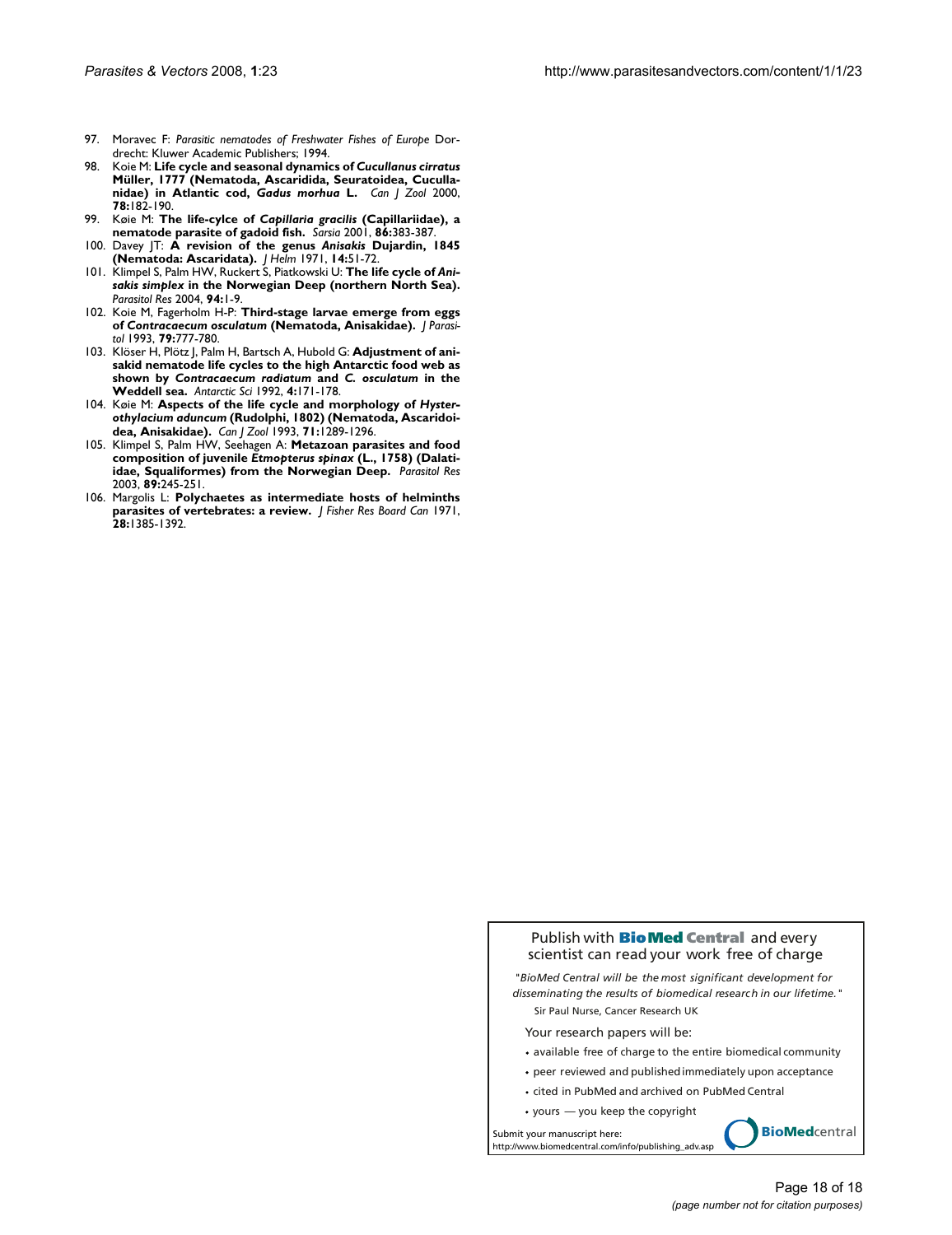97. Moravec F: *Parasitic nematodes of Freshwater Fishes of Europe* Dordrecht: Kluwer Academic Publishers; 1994.
98. Koie M: **Life cycle and seasonal dynamics of *Cucullanus cirratus* Müller, 1777 (Nematoda, Ascaridida, Seuratoidea, Cucullanidae) in Atlantic cod, *Gadus morhua* L.** *Can J Zool* 2000, **78:**182-190.
99. Køie M: **The life-cylce of *Capillaria gracilis* (Capillariidae), a nematode parasite of gadoid fish.** *Sarsia* 2001, **86:**383-387.
100. Davey JT: **A revision of the genus *Anisakis* Dujardin, 1845 (Nematoda: Ascaridata).** *J Helm* 1971, **14:**51-72.
101. Klimpel S, Palm HW, Ruckert S, Piatkowski U: **The life cycle of *Anisakis simplex* in the Norwegian Deep (northern North Sea).** *Parasitol Res* 2004, **94:**1-9.
102. Koie M, Fagerholm H-P: **Third-stage larvae emerge from eggs of *Contracaecum osculatum* (Nematoda, Anisakidae).** *J Parasitol* 1993, **79:**777-780.
103. Klöser H, Plötz J, Palm H, Bartsch A, Hubold G: **Adjustment of anisakid nematode life cycles to the high Antarctic food web as shown by *Contracaecum radiatum* and *C. osculatum* in the Weddell sea.** *Antarctic Sci* 1992, **4:**171-178.
104. Køie M: **Aspects of the life cycle and morphology of *Hysterothylacium aduncum* (Rudolphi, 1802) (Nematoda, Ascaridoidea, Anisakidae).** *Can J Zool* 1993, **71:**1289-1296.
105. Klimpel S, Palm HW, Seehagen A: **Metazoan parasites and food composition of juvenile *Etmopterus spinax* (L., 1758) (Dalatiidae, Squaliformes) from the Norwegian Deep.** *Parasitol Res* 2003, **89:**245-251.
106. Margolis L: **Polychaetes as intermediate hosts of helminths parasites of vertebrates: a review.** *J Fisher Res Board Can* 1971, **28:**1385-1392.

Publish with **BioMed Central** and every scientist can read your work free of charge

*"BioMed Central will be the most significant development for disseminating the results of biomedical research in our lifetime."*

Sir Paul Nurse, Cancer Research UK

Your research papers will be:

- available free of charge to the entire biomedical community
- peer reviewed and published immediately upon acceptance
- cited in PubMed and archived on PubMed Central
- yours — you keep the copyright

Submit your manuscript here:
http://www.biomedcentral.com/info/publishing_adv.asp

**BioMed**central